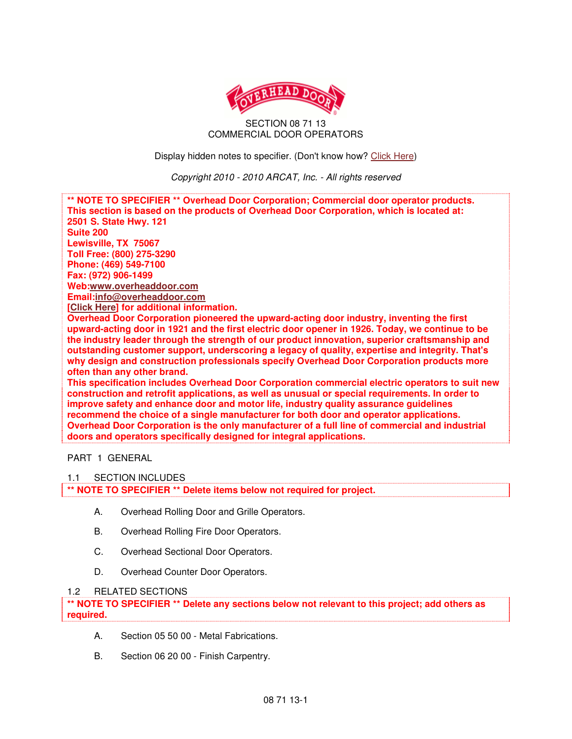SECTION 08 71 13
COMMERCIAL DOOR OPERATORS

Display hidden notes to specifier. (Don't know how? Click Here)

*Copyright 2010 - 2010 ARCAT, Inc. - All rights reserved*

**** NOTE TO SPECIFIER ** Overhead Door Corporation; Commercial door operator products. This section is based on the products of Overhead Door Corporation, which is located at:**
**2501 S. State Hwy. 121**
**Suite 200**
**Lewisville, TX 75067**
**Toll Free: (800) 275-3290**
**Phone: (469) 549-7100**
**Fax: (972) 906-1499**
**Web:www.overheaddoor.com**
**Email:info@overheaddoor.com**
**[Click Here] for additional information.**
**Overhead Door Corporation pioneered the upward-acting door industry, inventing the first upward-acting door in 1921 and the first electric door opener in 1926. Today, we continue to be the industry leader through the strength of our product innovation, superior craftsmanship and outstanding customer support, underscoring a legacy of quality, expertise and integrity. That's why design and construction professionals specify Overhead Door Corporation products more often than any other brand.**
**This specification includes Overhead Door Corporation commercial electric operators to suit new construction and retrofit applications, as well as unusual or special requirements. In order to improve safety and enhance door and motor life, industry quality assurance guidelines recommend the choice of a single manufacturer for both door and operator applications. Overhead Door Corporation is the only manufacturer of a full line of commercial and industrial doors and operators specifically designed for integral applications.**

## PART 1 GENERAL

### 1.1 SECTION INCLUDES

**** NOTE TO SPECIFIER ** Delete items below not required for project.**

A. Overhead Rolling Door and Grille Operators.

B. Overhead Rolling Fire Door Operators.

C. Overhead Sectional Door Operators.

D. Overhead Counter Door Operators.

### 1.2 RELATED SECTIONS

**** NOTE TO SPECIFIER ** Delete any sections below not relevant to this project; add others as required.**

A. Section 05 50 00 - Metal Fabrications.

B. Section 06 20 00 - Finish Carpentry.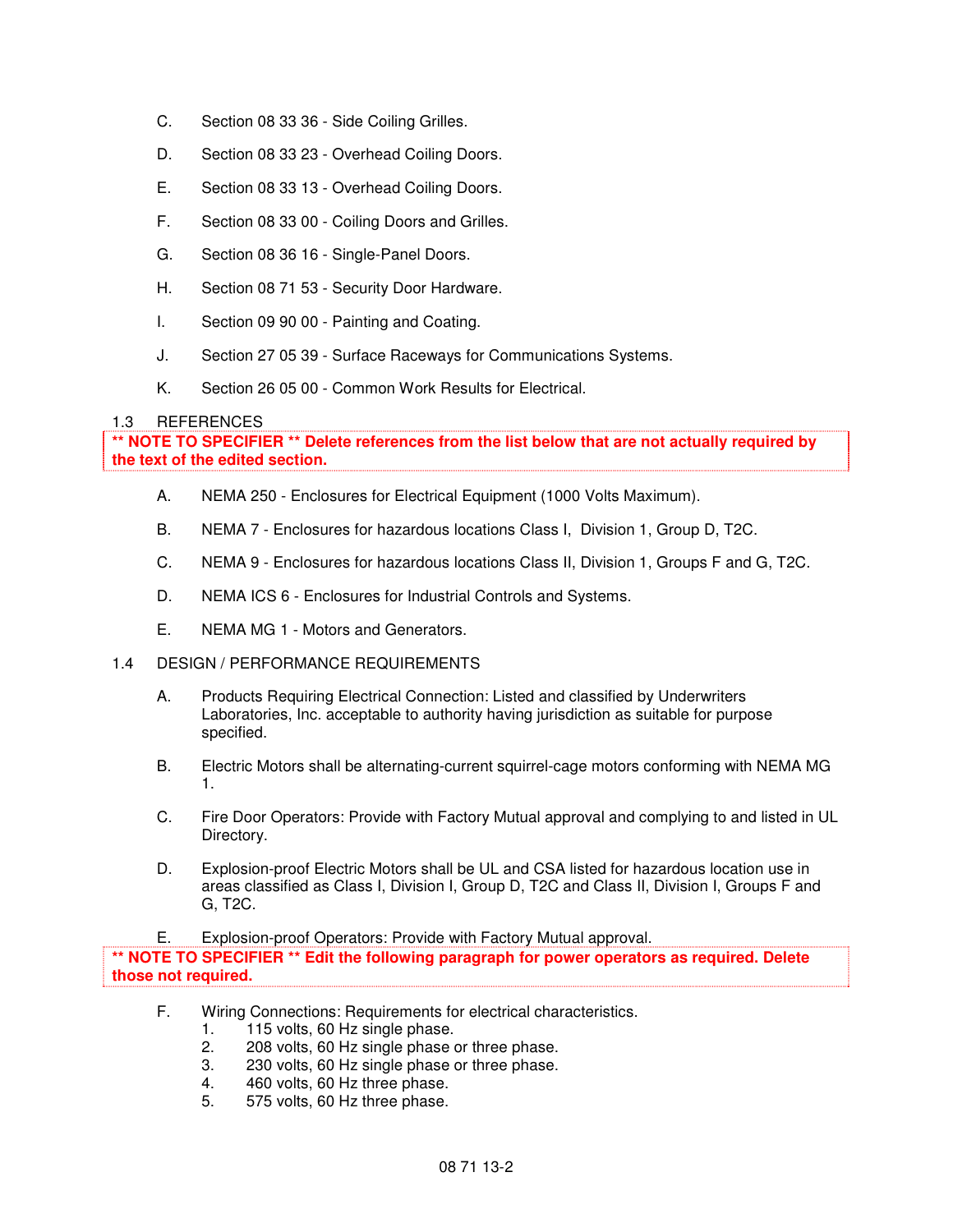C. Section 08 33 36 - Side Coiling Grilles.

D. Section 08 33 23 - Overhead Coiling Doors.

E. Section 08 33 13 - Overhead Coiling Doors.

F. Section 08 33 00 - Coiling Doors and Grilles.

G. Section 08 36 16 - Single-Panel Doors.

H. Section 08 71 53 - Security Door Hardware.

I. Section 09 90 00 - Painting and Coating.

J. Section 27 05 39 - Surface Raceways for Communications Systems.

K. Section 26 05 00 - Common Work Results for Electrical.

## 1.3 REFERENCES

**\*\* NOTE TO SPECIFIER \*\* Delete references from the list below that are not actually required by the text of the edited section.**

A. NEMA 250 - Enclosures for Electrical Equipment (1000 Volts Maximum).

B. NEMA 7 - Enclosures for hazardous locations Class I, Division 1, Group D, T2C.

C. NEMA 9 - Enclosures for hazardous locations Class II, Division 1, Groups F and G, T2C.

D. NEMA ICS 6 - Enclosures for Industrial Controls and Systems.

E. NEMA MG 1 - Motors and Generators.

## 1.4 DESIGN / PERFORMANCE REQUIREMENTS

A. Products Requiring Electrical Connection: Listed and classified by Underwriters Laboratories, Inc. acceptable to authority having jurisdiction as suitable for purpose specified.

B. Electric Motors shall be alternating-current squirrel-cage motors conforming with NEMA MG 1.

C. Fire Door Operators: Provide with Factory Mutual approval and complying to and listed in UL Directory.

D. Explosion-proof Electric Motors shall be UL and CSA listed for hazardous location use in areas classified as Class I, Division I, Group D, T2C and Class II, Division I, Groups F and G, T2C.

E. Explosion-proof Operators: Provide with Factory Mutual approval.

**\*\* NOTE TO SPECIFIER \*\* Edit the following paragraph for power operators as required. Delete those not required.**

F. Wiring Connections: Requirements for electrical characteristics.
   1. 115 volts, 60 Hz single phase.
   2. 208 volts, 60 Hz single phase or three phase.
   3. 230 volts, 60 Hz single phase or three phase.
   4. 460 volts, 60 Hz three phase.
   5. 575 volts, 60 Hz three phase.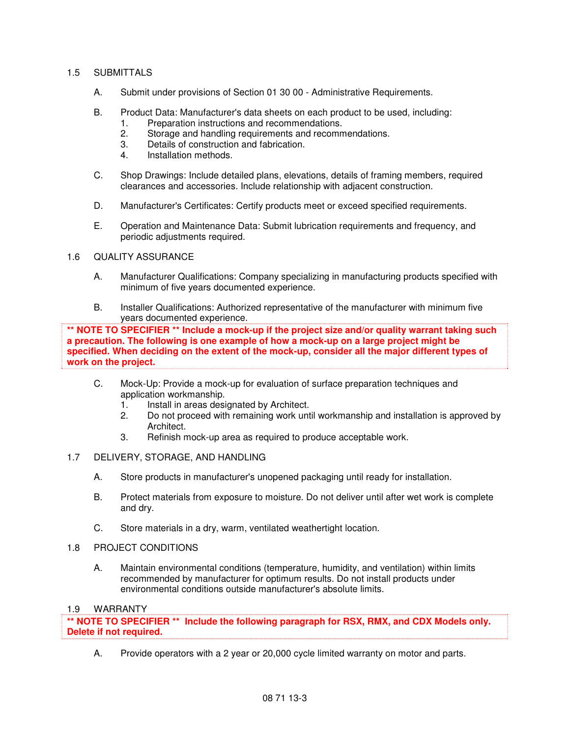## 1.5 SUBMITTALS

A. Submit under provisions of Section 01 30 00 - Administrative Requirements.

B. Product Data: Manufacturer's data sheets on each product to be used, including:
   1. Preparation instructions and recommendations.
   2. Storage and handling requirements and recommendations.
   3. Details of construction and fabrication.
   4. Installation methods.

C. Shop Drawings: Include detailed plans, elevations, details of framing members, required clearances and accessories. Include relationship with adjacent construction.

D. Manufacturer's Certificates: Certify products meet or exceed specified requirements.

E. Operation and Maintenance Data: Submit lubrication requirements and frequency, and periodic adjustments required.

## 1.6 QUALITY ASSURANCE

A. Manufacturer Qualifications: Company specializing in manufacturing products specified with minimum of five years documented experience.

B. Installer Qualifications: Authorized representative of the manufacturer with minimum five years documented experience.

**\*\* NOTE TO SPECIFIER \*\* Include a mock-up if the project size and/or quality warrant taking such a precaution. The following is one example of how a mock-up on a large project might be specified. When deciding on the extent of the mock-up, consider all the major different types of work on the project.**

C. Mock-Up: Provide a mock-up for evaluation of surface preparation techniques and application workmanship.
   1. Install in areas designated by Architect.
   2. Do not proceed with remaining work until workmanship and installation is approved by Architect.
   3. Refinish mock-up area as required to produce acceptable work.

## 1.7 DELIVERY, STORAGE, AND HANDLING

A. Store products in manufacturer's unopened packaging until ready for installation.

B. Protect materials from exposure to moisture. Do not deliver until after wet work is complete and dry.

C. Store materials in a dry, warm, ventilated weathertight location.

## 1.8 PROJECT CONDITIONS

A. Maintain environmental conditions (temperature, humidity, and ventilation) within limits recommended by manufacturer for optimum results. Do not install products under environmental conditions outside manufacturer's absolute limits.

## 1.9 WARRANTY

**\*\* NOTE TO SPECIFIER \*\* Include the following paragraph for RSX, RMX, and CDX Models only. Delete if not required.**

A. Provide operators with a 2 year or 20,000 cycle limited warranty on motor and parts.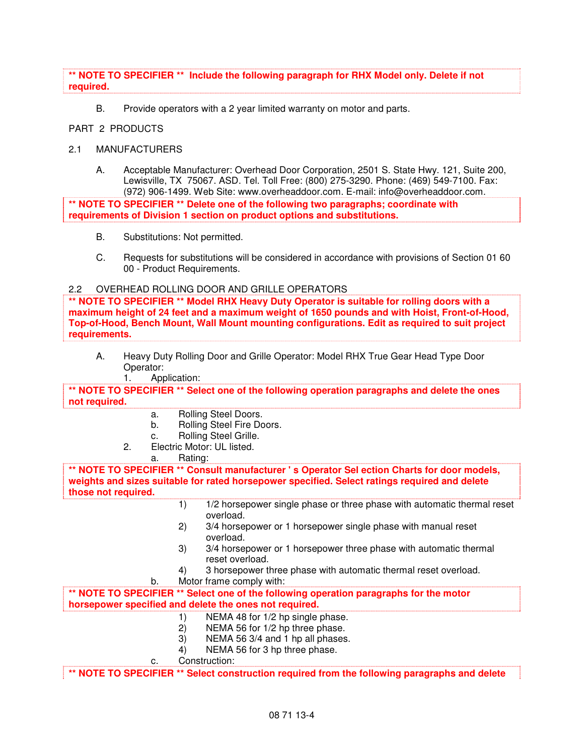**\*\* NOTE TO SPECIFIER \*\* Include the following paragraph for RHX Model only. Delete if not required.**

B. Provide operators with a 2 year limited warranty on motor and parts.

PART 2 PRODUCTS

2.1 MANUFACTURERS

A. Acceptable Manufacturer: Overhead Door Corporation, 2501 S. State Hwy. 121, Suite 200, Lewisville, TX 75067. ASD. Tel. Toll Free: (800) 275-3290. Phone: (469) 549-7100. Fax: (972) 906-1499. Web Site: www.overheaddoor.com. E-mail: info@overheaddoor.com.

**\*\* NOTE TO SPECIFIER \*\* Delete one of the following two paragraphs; coordinate with requirements of Division 1 section on product options and substitutions.**

B. Substitutions: Not permitted.

C. Requests for substitutions will be considered in accordance with provisions of Section 01 60 00 - Product Requirements.

2.2 OVERHEAD ROLLING DOOR AND GRILLE OPERATORS

**\*\* NOTE TO SPECIFIER \*\* Model RHX Heavy Duty Operator is suitable for rolling doors with a maximum height of 24 feet and a maximum weight of 1650 pounds and with Hoist, Front-of-Hood, Top-of-Hood, Bench Mount, Wall Mount mounting configurations. Edit as required to suit project requirements.**

A. Heavy Duty Rolling Door and Grille Operator: Model RHX True Gear Head Type Door Operator:

1. Application:

**\*\* NOTE TO SPECIFIER \*\* Select one of the following operation paragraphs and delete the ones not required.**

a. Rolling Steel Doors.
b. Rolling Steel Fire Doors.
c. Rolling Steel Grille.

2. Electric Motor: UL listed.

a. Rating:

**\*\* NOTE TO SPECIFIER \*\* Consult manufacturer ' s Operator Sel ection Charts for door models, weights and sizes suitable for rated horsepower specified. Select ratings required and delete those not required.**

1) 1/2 horsepower single phase or three phase with automatic thermal reset overload.
2) 3/4 horsepower or 1 horsepower single phase with manual reset overload.
3) 3/4 horsepower or 1 horsepower three phase with automatic thermal reset overload.
4) 3 horsepower three phase with automatic thermal reset overload.

b. Motor frame comply with:

**\*\* NOTE TO SPECIFIER \*\* Select one of the following operation paragraphs for the motor horsepower specified and delete the ones not required.**

1) NEMA 48 for 1/2 hp single phase.
2) NEMA 56 for 1/2 hp three phase.
3) NEMA 56 3/4 and 1 hp all phases.
4) NEMA 56 for 3 hp three phase.

c. Construction:

**\*\* NOTE TO SPECIFIER \*\* Select construction required from the following paragraphs and delete**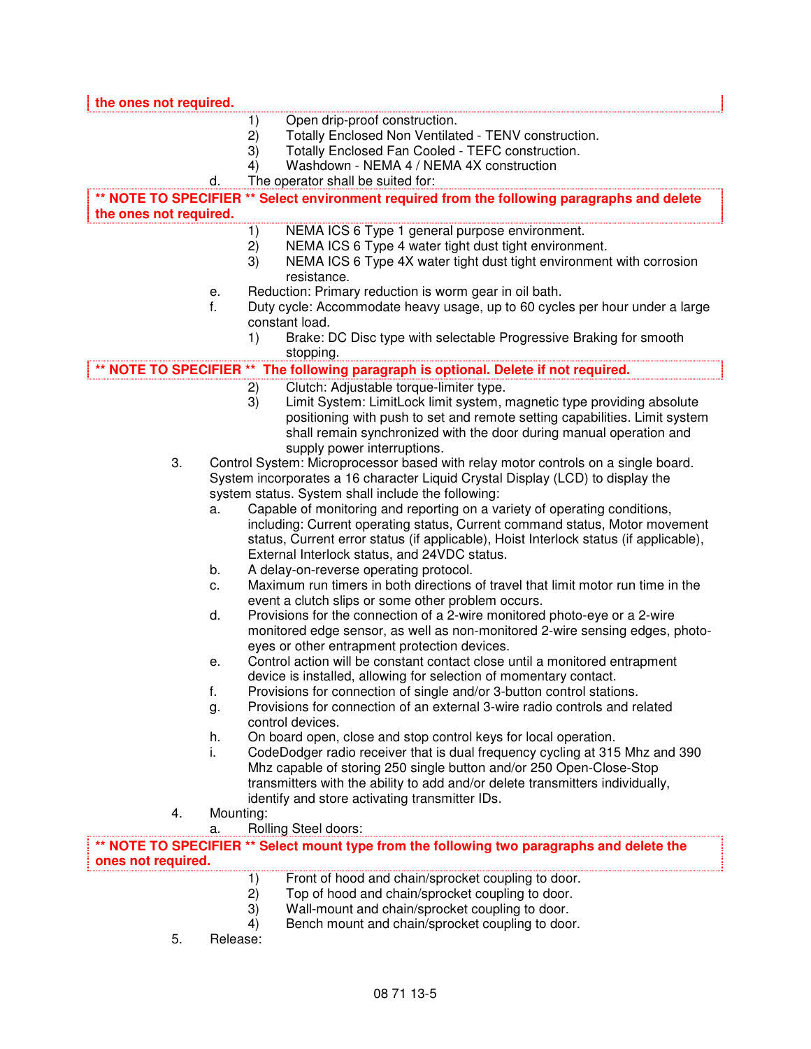**the ones not required.**

1) Open drip-proof construction.
2) Totally Enclosed Non Ventilated - TENV construction.
3) Totally Enclosed Fan Cooled - TEFC construction.
4) Washdown - NEMA 4 / NEMA 4X construction

d. The operator shall be suited for:

**\*\* NOTE TO SPECIFIER \*\* Select environment required from the following paragraphs and delete the ones not required.**

1) NEMA ICS 6 Type 1 general purpose environment.
2) NEMA ICS 6 Type 4 water tight dust tight environment.
3) NEMA ICS 6 Type 4X water tight dust tight environment with corrosion resistance.

e. Reduction: Primary reduction is worm gear in oil bath.

f. Duty cycle: Accommodate heavy usage, up to 60 cycles per hour under a large constant load.

1) Brake: DC Disc type with selectable Progressive Braking for smooth stopping.

**\*\* NOTE TO SPECIFIER \*\* The following paragraph is optional. Delete if not required.**

2) Clutch: Adjustable torque-limiter type.
3) Limit System: LimitLock limit system, magnetic type providing absolute positioning with push to set and remote setting capabilities. Limit system shall remain synchronized with the door during manual operation and supply power interruptions.

3. Control System: Microprocessor based with relay motor controls on a single board. System incorporates a 16 character Liquid Crystal Display (LCD) to display the system status. System shall include the following:

a. Capable of monitoring and reporting on a variety of operating conditions, including: Current operating status, Current command status, Motor movement status, Current error status (if applicable), Hoist Interlock status (if applicable), External Interlock status, and 24VDC status.

b. A delay-on-reverse operating protocol.

c. Maximum run timers in both directions of travel that limit motor run time in the event a clutch slips or some other problem occurs.

d. Provisions for the connection of a 2-wire monitored photo-eye or a 2-wire monitored edge sensor, as well as non-monitored 2-wire sensing edges, photo-eyes or other entrapment protection devices.

e. Control action will be constant contact close until a monitored entrapment device is installed, allowing for selection of momentary contact.

f. Provisions for connection of single and/or 3-button control stations.

g. Provisions for connection of an external 3-wire radio controls and related control devices.

h. On board open, close and stop control keys for local operation.

i. CodeDodger radio receiver that is dual frequency cycling at 315 Mhz and 390 Mhz capable of storing 250 single button and/or 250 Open-Close-Stop transmitters with the ability to add and/or delete transmitters individually, identify and store activating transmitter IDs.

4. Mounting:

a. Rolling Steel doors:

**\*\* NOTE TO SPECIFIER \*\* Select mount type from the following two paragraphs and delete the ones not required.**

1) Front of hood and chain/sprocket coupling to door.
2) Top of hood and chain/sprocket coupling to door.
3) Wall-mount and chain/sprocket coupling to door.
4) Bench mount and chain/sprocket coupling to door.

5. Release: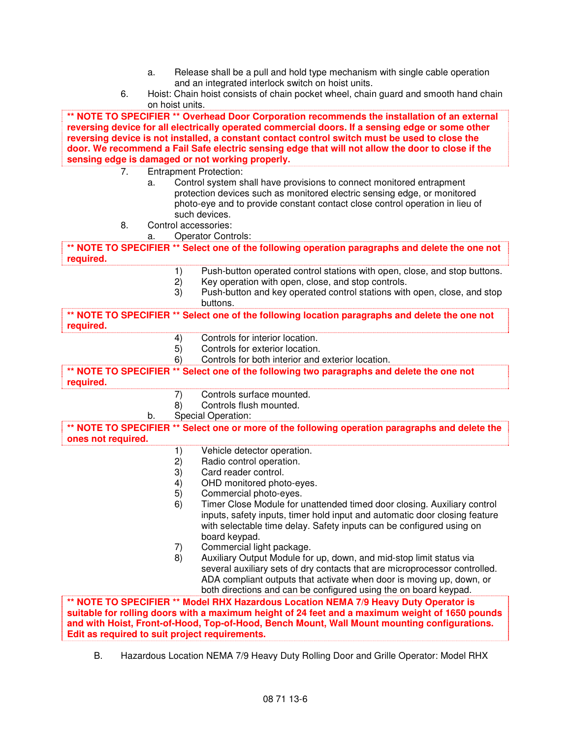a. Release shall be a pull and hold type mechanism with single cable operation and an integrated interlock switch on hoist units.

6. Hoist: Chain hoist consists of chain pocket wheel, chain guard and smooth hand chain on hoist units.

**\*\* NOTE TO SPECIFIER \*\* Overhead Door Corporation recommends the installation of an external reversing device for all electrically operated commercial doors. If a sensing edge or some other reversing device is not installed, a constant contact control switch must be used to close the door. We recommend a Fail Safe electric sensing edge that will not allow the door to close if the sensing edge is damaged or not working properly.**

7. Entrapment Protection:
   a. Control system shall have provisions to connect monitored entrapment protection devices such as monitored electric sensing edge, or monitored photo-eye and to provide constant contact close control operation in lieu of such devices.

8. Control accessories:
   a. Operator Controls:

**\*\* NOTE TO SPECIFIER \*\* Select one of the following operation paragraphs and delete the one not required.**

1) Push-button operated control stations with open, close, and stop buttons.
2) Key operation with open, close, and stop controls.
3) Push-button and key operated control stations with open, close, and stop buttons.

**\*\* NOTE TO SPECIFIER \*\* Select one of the following location paragraphs and delete the one not required.**

4) Controls for interior location.
5) Controls for exterior location.
6) Controls for both interior and exterior location.

**\*\* NOTE TO SPECIFIER \*\* Select one of the following two paragraphs and delete the one not required.**

7) Controls surface mounted.
8) Controls flush mounted.

b. Special Operation:

**\*\* NOTE TO SPECIFIER \*\* Select one or more of the following operation paragraphs and delete the ones not required.**

1) Vehicle detector operation.
2) Radio control operation.
3) Card reader control.
4) OHD monitored photo-eyes.
5) Commercial photo-eyes.
6) Timer Close Module for unattended timed door closing. Auxiliary control inputs, safety inputs, timer hold input and automatic door closing feature with selectable time delay. Safety inputs can be configured using on board keypad.
7) Commercial light package.
8) Auxiliary Output Module for up, down, and mid-stop limit status via several auxiliary sets of dry contacts that are microprocessor controlled. ADA compliant outputs that activate when door is moving up, down, or both directions and can be configured using the on board keypad.

**\*\* NOTE TO SPECIFIER \*\* Model RHX Hazardous Location NEMA 7/9 Heavy Duty Operator is suitable for rolling doors with a maximum height of 24 feet and a maximum weight of 1650 pounds and with Hoist, Front-of-Hood, Top-of-Hood, Bench Mount, Wall Mount mounting configurations. Edit as required to suit project requirements.**

B. Hazardous Location NEMA 7/9 Heavy Duty Rolling Door and Grille Operator: Model RHX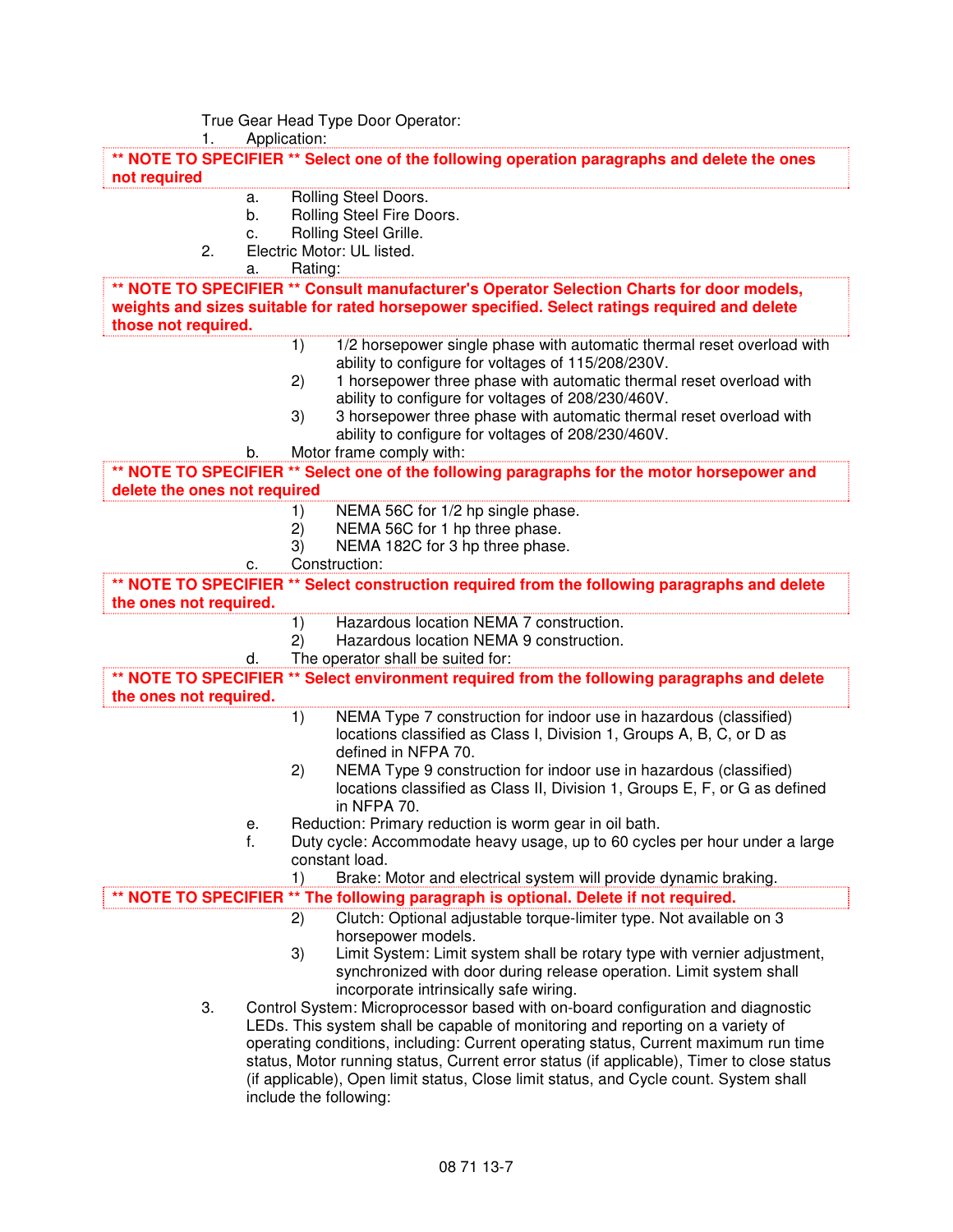True Gear Head Type Door Operator:

1. Application:

**\*\* NOTE TO SPECIFIER \*\* Select one of the following operation paragraphs and delete the ones not required**

   a. Rolling Steel Doors.
   b. Rolling Steel Fire Doors.
   c. Rolling Steel Grille.

2. Electric Motor: UL listed.
   a. Rating:

**\*\* NOTE TO SPECIFIER \*\* Consult manufacturer's Operator Selection Charts for door models, weights and sizes suitable for rated horsepower specified. Select ratings required and delete those not required.**

      1) 1/2 horsepower single phase with automatic thermal reset overload with ability to configure for voltages of 115/208/230V.
      2) 1 horsepower three phase with automatic thermal reset overload with ability to configure for voltages of 208/230/460V.
      3) 3 horsepower three phase with automatic thermal reset overload with ability to configure for voltages of 208/230/460V.

   b. Motor frame comply with:

**\*\* NOTE TO SPECIFIER \*\* Select one of the following paragraphs for the motor horsepower and delete the ones not required**

      1) NEMA 56C for 1/2 hp single phase.
      2) NEMA 56C for 1 hp three phase.
      3) NEMA 182C for 3 hp three phase.

   c. Construction:

**\*\* NOTE TO SPECIFIER \*\* Select construction required from the following paragraphs and delete the ones not required.**

      1) Hazardous location NEMA 7 construction.
      2) Hazardous location NEMA 9 construction.

   d. The operator shall be suited for:

**\*\* NOTE TO SPECIFIER \*\* Select environment required from the following paragraphs and delete the ones not required.**

      1) NEMA Type 7 construction for indoor use in hazardous (classified) locations classified as Class I, Division 1, Groups A, B, C, or D as defined in NFPA 70.
      2) NEMA Type 9 construction for indoor use in hazardous (classified) locations classified as Class II, Division 1, Groups E, F, or G as defined in NFPA 70.

   e. Reduction: Primary reduction is worm gear in oil bath.
   f. Duty cycle: Accommodate heavy usage, up to 60 cycles per hour under a large constant load.
      1) Brake: Motor and electrical system will provide dynamic braking.

**\*\* NOTE TO SPECIFIER \*\* The following paragraph is optional. Delete if not required.**

      2) Clutch: Optional adjustable torque-limiter type. Not available on 3 horsepower models.
      3) Limit System: Limit system shall be rotary type with vernier adjustment, synchronized with door during release operation. Limit system shall incorporate intrinsically safe wiring.

3. Control System: Microprocessor based with on-board configuration and diagnostic LEDs. This system shall be capable of monitoring and reporting on a variety of operating conditions, including: Current operating status, Current maximum run time status, Motor running status, Current error status (if applicable), Timer to close status (if applicable), Open limit status, Close limit status, and Cycle count. System shall include the following: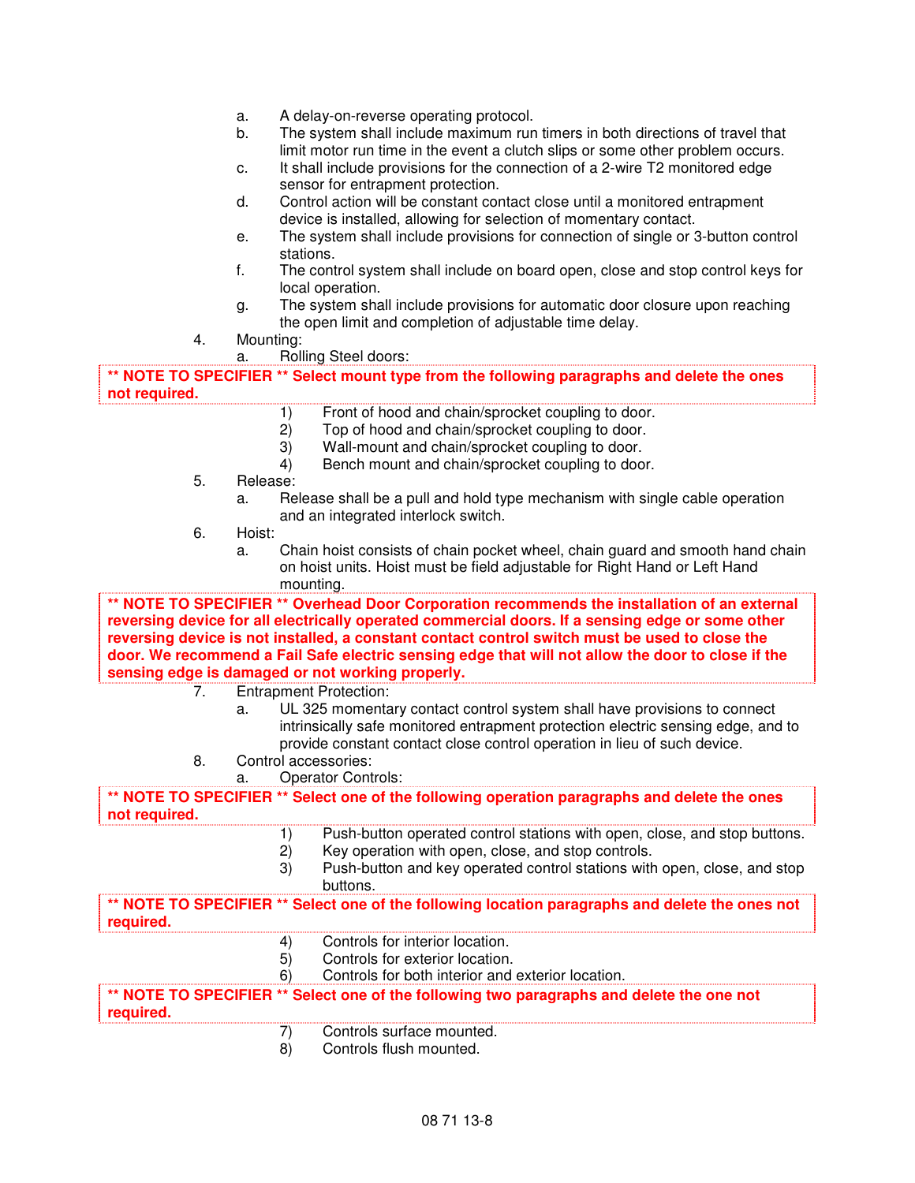a. A delay-on-reverse operating protocol.
b. The system shall include maximum run timers in both directions of travel that limit motor run time in the event a clutch slips or some other problem occurs.
c. It shall include provisions for the connection of a 2-wire T2 monitored edge sensor for entrapment protection.
d. Control action will be constant contact close until a monitored entrapment device is installed, allowing for selection of momentary contact.
e. The system shall include provisions for connection of single or 3-button control stations.
f. The control system shall include on board open, close and stop control keys for local operation.
g. The system shall include provisions for automatic door closure upon reaching the open limit and completion of adjustable time delay.

4. Mounting:
   a. Rolling Steel doors:

**\*\* NOTE TO SPECIFIER \*\* Select mount type from the following paragraphs and delete the ones not required.**

1) Front of hood and chain/sprocket coupling to door.
2) Top of hood and chain/sprocket coupling to door.
3) Wall-mount and chain/sprocket coupling to door.
4) Bench mount and chain/sprocket coupling to door.

5. Release:
   a. Release shall be a pull and hold type mechanism with single cable operation and an integrated interlock switch.
6. Hoist:
   a. Chain hoist consists of chain pocket wheel, chain guard and smooth hand chain on hoist units. Hoist must be field adjustable for Right Hand or Left Hand mounting.

**\*\* NOTE TO SPECIFIER \*\* Overhead Door Corporation recommends the installation of an external reversing device for all electrically operated commercial doors. If a sensing edge or some other reversing device is not installed, a constant contact control switch must be used to close the door. We recommend a Fail Safe electric sensing edge that will not allow the door to close if the sensing edge is damaged or not working properly.**

7. Entrapment Protection:
   a. UL 325 momentary contact control system shall have provisions to connect intrinsically safe monitored entrapment protection electric sensing edge, and to provide constant contact close control operation in lieu of such device.
8. Control accessories:
   a. Operator Controls:

**\*\* NOTE TO SPECIFIER \*\* Select one of the following operation paragraphs and delete the ones not required.**

1) Push-button operated control stations with open, close, and stop buttons.
2) Key operation with open, close, and stop controls.
3) Push-button and key operated control stations with open, close, and stop buttons.

**\*\* NOTE TO SPECIFIER \*\* Select one of the following location paragraphs and delete the ones not required.**

4) Controls for interior location.
5) Controls for exterior location.
6) Controls for both interior and exterior location.

**\*\* NOTE TO SPECIFIER \*\* Select one of the following two paragraphs and delete the one not required.**

7) Controls surface mounted.
8) Controls flush mounted.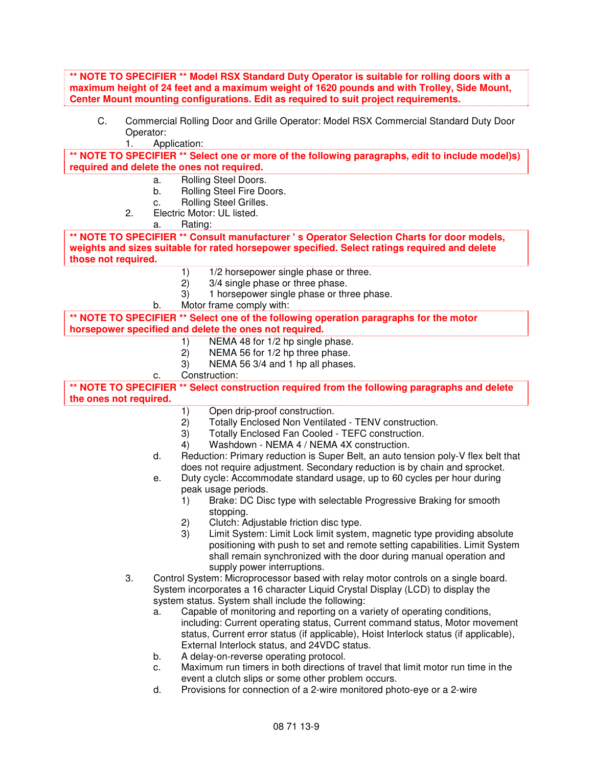**** NOTE TO SPECIFIER ** Model RSX Standard Duty Operator is suitable for rolling doors with a maximum height of 24 feet and a maximum weight of 1620 pounds and with Trolley, Side Mount, Center Mount mounting configurations. Edit as required to suit project requirements.**

C. Commercial Rolling Door and Grille Operator: Model RSX Commercial Standard Duty Door Operator:

1. Application:

**** NOTE TO SPECIFIER ** Select one or more of the following paragraphs, edit to include model)s) required and delete the ones not required.**

    a. Rolling Steel Doors.
    b. Rolling Steel Fire Doors.
    c. Rolling Steel Grilles.

2. Electric Motor: UL listed.

    a. Rating:

**** NOTE TO SPECIFIER ** Consult manufacturer ' s Operator Selection Charts for door models, weights and sizes suitable for rated horsepower specified. Select ratings required and delete those not required.**

        1) 1/2 horsepower single phase or three.
        2) 3/4 single phase or three phase.
        3) 1 horsepower single phase or three phase.

    b. Motor frame comply with:

**** NOTE TO SPECIFIER ** Select one of the following operation paragraphs for the motor horsepower specified and delete the ones not required.**

        1) NEMA 48 for 1/2 hp single phase.
        2) NEMA 56 for 1/2 hp three phase.
        3) NEMA 56 3/4 and 1 hp all phases.

    c. Construction:

**** NOTE TO SPECIFIER ** Select construction required from the following paragraphs and delete the ones not required.**

        1) Open drip-proof construction.
        2) Totally Enclosed Non Ventilated - TENV construction.
        3) Totally Enclosed Fan Cooled - TEFC construction.
        4) Washdown - NEMA 4 / NEMA 4X construction.

    d. Reduction: Primary reduction is Super Belt, an auto tension poly-V flex belt that does not require adjustment. Secondary reduction is by chain and sprocket.

    e. Duty cycle: Accommodate standard usage, up to 60 cycles per hour during peak usage periods.

        1) Brake: DC Disc type with selectable Progressive Braking for smooth stopping.
        2) Clutch: Adjustable friction disc type.
        3) Limit System: Limit Lock limit system, magnetic type providing absolute positioning with push to set and remote setting capabilities. Limit System shall remain synchronized with the door during manual operation and supply power interruptions.

3. Control System: Microprocessor based with relay motor controls on a single board. System incorporates a 16 character Liquid Crystal Display (LCD) to display the system status. System shall include the following:

    a. Capable of monitoring and reporting on a variety of operating conditions, including: Current operating status, Current command status, Motor movement status, Current error status (if applicable), Hoist Interlock status (if applicable), External Interlock status, and 24VDC status.
    b. A delay-on-reverse operating protocol.
    c. Maximum run timers in both directions of travel that limit motor run time in the event a clutch slips or some other problem occurs.
    d. Provisions for connection of a 2-wire monitored photo-eye or a 2-wire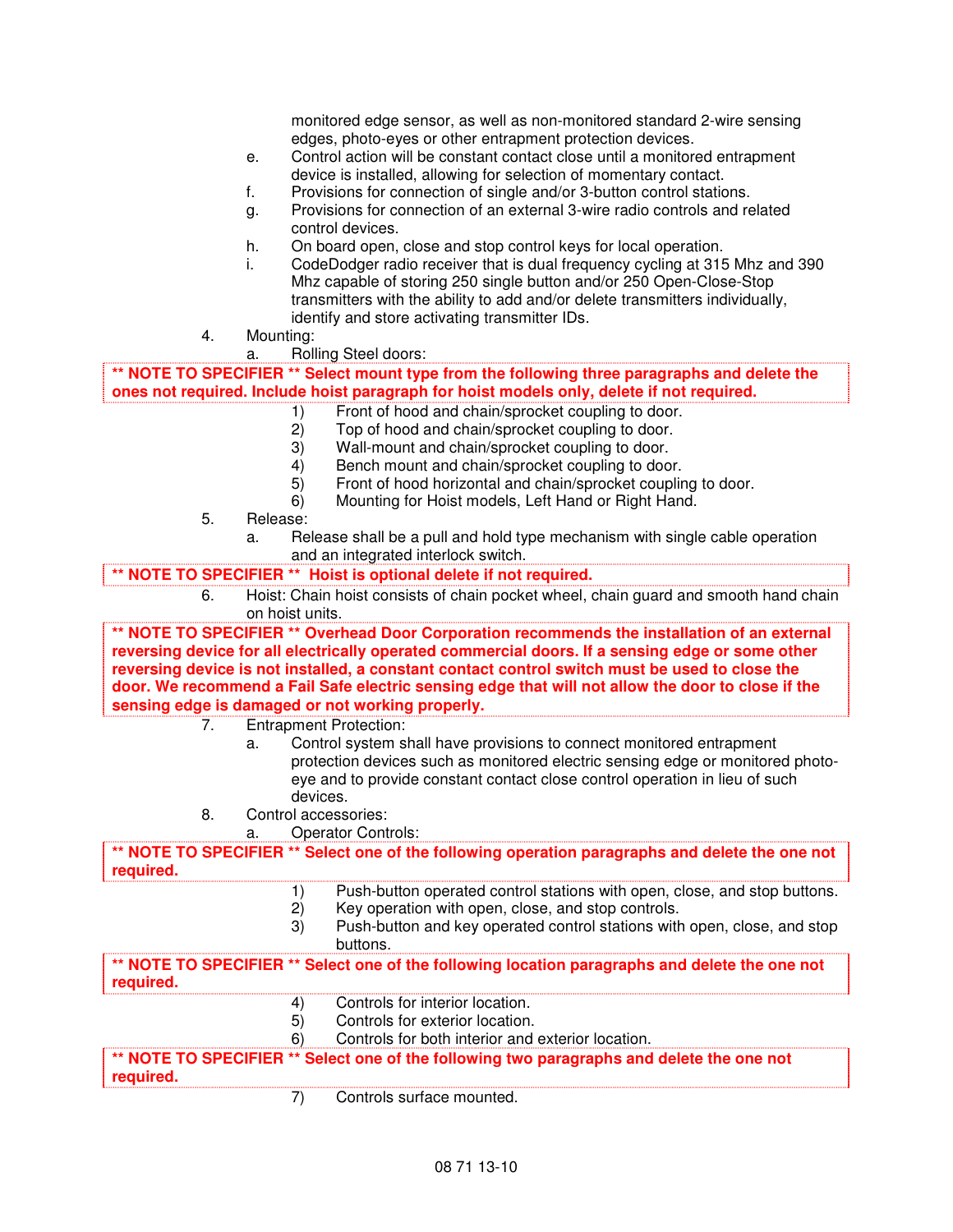monitored edge sensor, as well as non-monitored standard 2-wire sensing edges, photo-eyes or other entrapment protection devices.

e. Control action will be constant contact close until a monitored entrapment device is installed, allowing for selection of momentary contact.

f. Provisions for connection of single and/or 3-button control stations.

g. Provisions for connection of an external 3-wire radio controls and related control devices.

h. On board open, close and stop control keys for local operation.

i. CodeDodger radio receiver that is dual frequency cycling at 315 Mhz and 390 Mhz capable of storing 250 single button and/or 250 Open-Close-Stop transmitters with the ability to add and/or delete transmitters individually, identify and store activating transmitter IDs.

4. Mounting:

a. Rolling Steel doors:

**\*\* NOTE TO SPECIFIER \*\* Select mount type from the following three paragraphs and delete the ones not required. Include hoist paragraph for hoist models only, delete if not required.**

1) Front of hood and chain/sprocket coupling to door.
2) Top of hood and chain/sprocket coupling to door.
3) Wall-mount and chain/sprocket coupling to door.
4) Bench mount and chain/sprocket coupling to door.
5) Front of hood horizontal and chain/sprocket coupling to door.
6) Mounting for Hoist models, Left Hand or Right Hand.

5. Release:

a. Release shall be a pull and hold type mechanism with single cable operation and an integrated interlock switch.

**\*\* NOTE TO SPECIFIER \*\* Hoist is optional delete if not required.**

6. Hoist: Chain hoist consists of chain pocket wheel, chain guard and smooth hand chain on hoist units.

**\*\* NOTE TO SPECIFIER \*\* Overhead Door Corporation recommends the installation of an external reversing device for all electrically operated commercial doors. If a sensing edge or some other reversing device is not installed, a constant contact control switch must be used to close the door. We recommend a Fail Safe electric sensing edge that will not allow the door to close if the sensing edge is damaged or not working properly.**

7. Entrapment Protection:

a. Control system shall have provisions to connect monitored entrapment protection devices such as monitored electric sensing edge or monitored photo-eye and to provide constant contact close control operation in lieu of such devices.

8. Control accessories:

a. Operator Controls:

**\*\* NOTE TO SPECIFIER \*\* Select one of the following operation paragraphs and delete the one not required.**

1) Push-button operated control stations with open, close, and stop buttons.
2) Key operation with open, close, and stop controls.
3) Push-button and key operated control stations with open, close, and stop buttons.

**\*\* NOTE TO SPECIFIER \*\* Select one of the following location paragraphs and delete the one not required.**

4) Controls for interior location.
5) Controls for exterior location.
6) Controls for both interior and exterior location.

**\*\* NOTE TO SPECIFIER \*\* Select one of the following two paragraphs and delete the one not required.**

7) Controls surface mounted.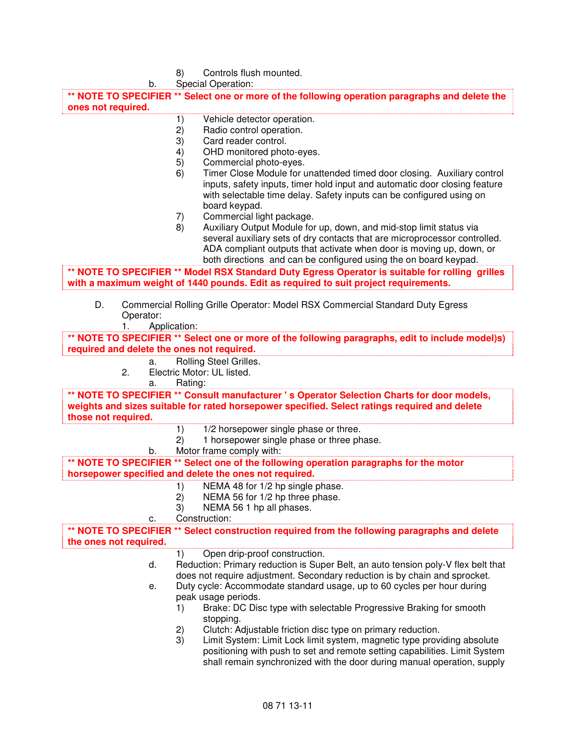8) Controls flush mounted.

b. Special Operation:

**\*\* NOTE TO SPECIFIER \*\* Select one or more of the following operation paragraphs and delete the ones not required.**

1) Vehicle detector operation.
2) Radio control operation.
3) Card reader control.
4) OHD monitored photo-eyes.
5) Commercial photo-eyes.
6) Timer Close Module for unattended timed door closing. Auxiliary control inputs, safety inputs, timer hold input and automatic door closing feature with selectable time delay. Safety inputs can be configured using on board keypad.
7) Commercial light package.
8) Auxiliary Output Module for up, down, and mid-stop limit status via several auxiliary sets of dry contacts that are microprocessor controlled. ADA compliant outputs that activate when door is moving up, down, or both directions and can be configured using the on board keypad.

**\*\* NOTE TO SPECIFIER \*\* Model RSX Standard Duty Egress Operator is suitable for rolling grilles with a maximum weight of 1440 pounds. Edit as required to suit project requirements.**

D. Commercial Rolling Grille Operator: Model RSX Commercial Standard Duty Egress Operator:

1. Application:

**\*\* NOTE TO SPECIFIER \*\* Select one or more of the following paragraphs, edit to include model)s) required and delete the ones not required.**

a. Rolling Steel Grilles.

2. Electric Motor: UL listed.

a. Rating:

**\*\* NOTE TO SPECIFIER \*\* Consult manufacturer ' s Operator Selection Charts for door models, weights and sizes suitable for rated horsepower specified. Select ratings required and delete those not required.**

1) 1/2 horsepower single phase or three.
2) 1 horsepower single phase or three phase.

b. Motor frame comply with:

**\*\* NOTE TO SPECIFIER \*\* Select one of the following operation paragraphs for the motor horsepower specified and delete the ones not required.**

1) NEMA 48 for 1/2 hp single phase.
2) NEMA 56 for 1/2 hp three phase.
3) NEMA 56 1 hp all phases.

c. Construction:

**\*\* NOTE TO SPECIFIER \*\* Select construction required from the following paragraphs and delete the ones not required.**

1) Open drip-proof construction.

d. Reduction: Primary reduction is Super Belt, an auto tension poly-V flex belt that does not require adjustment. Secondary reduction is by chain and sprocket.

e. Duty cycle: Accommodate standard usage, up to 60 cycles per hour during peak usage periods.

1) Brake: DC Disc type with selectable Progressive Braking for smooth stopping.
2) Clutch: Adjustable friction disc type on primary reduction.
3) Limit System: Limit Lock limit system, magnetic type providing absolute positioning with push to set and remote setting capabilities. Limit System shall remain synchronized with the door during manual operation, supply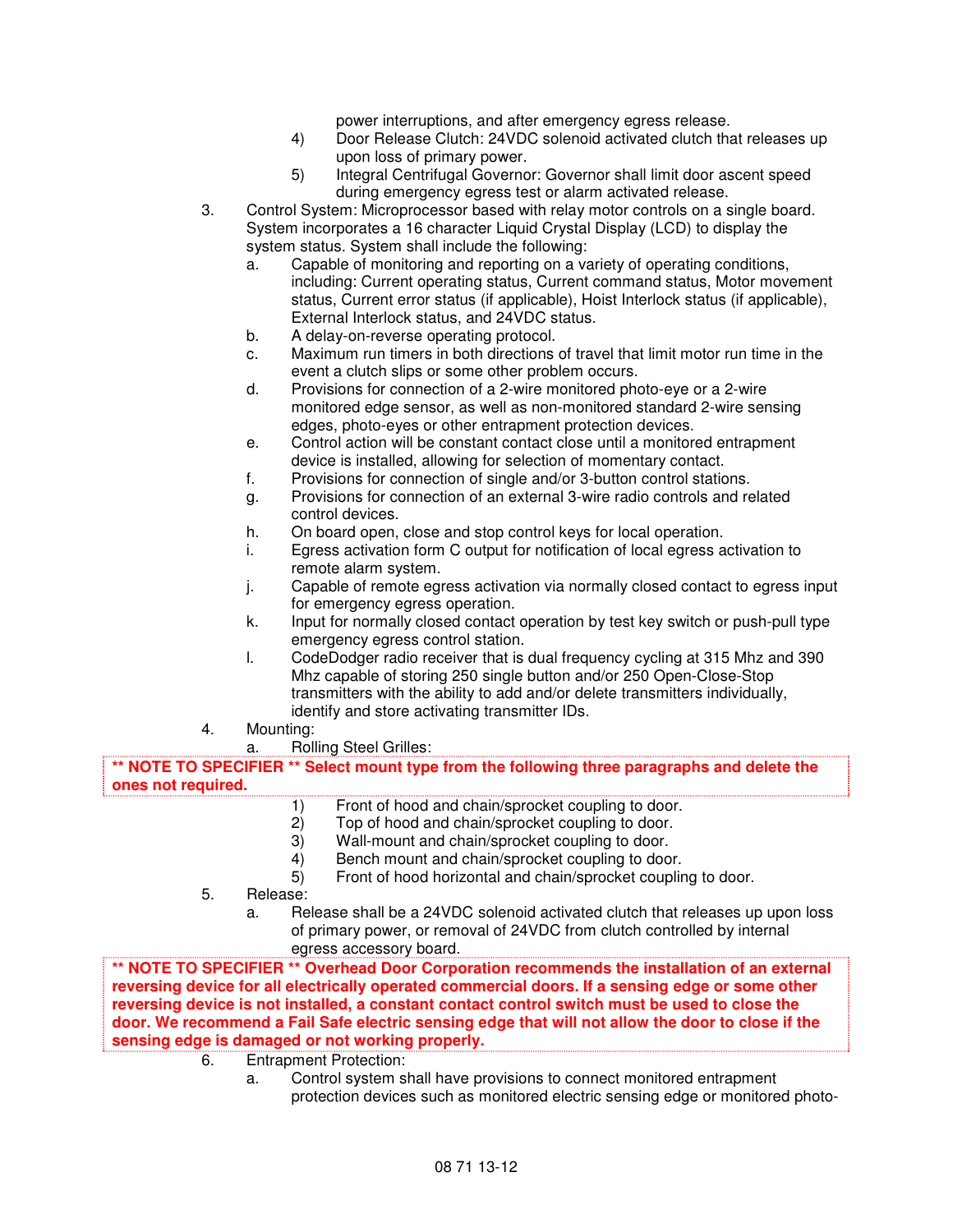power interruptions, and after emergency egress release.

4) Door Release Clutch: 24VDC solenoid activated clutch that releases up upon loss of primary power.

5) Integral Centrifugal Governor: Governor shall limit door ascent speed during emergency egress test or alarm activated release.

3. Control System: Microprocessor based with relay motor controls on a single board. System incorporates a 16 character Liquid Crystal Display (LCD) to display the system status. System shall include the following:

   a. Capable of monitoring and reporting on a variety of operating conditions, including: Current operating status, Current command status, Motor movement status, Current error status (if applicable), Hoist Interlock status (if applicable), External Interlock status, and 24VDC status.

   b. A delay-on-reverse operating protocol.

   c. Maximum run timers in both directions of travel that limit motor run time in the event a clutch slips or some other problem occurs.

   d. Provisions for connection of a 2-wire monitored photo-eye or a 2-wire monitored edge sensor, as well as non-monitored standard 2-wire sensing edges, photo-eyes or other entrapment protection devices.

   e. Control action will be constant contact close until a monitored entrapment device is installed, allowing for selection of momentary contact.

   f. Provisions for connection of single and/or 3-button control stations.

   g. Provisions for connection of an external 3-wire radio controls and related control devices.

   h. On board open, close and stop control keys for local operation.

   i. Egress activation form C output for notification of local egress activation to remote alarm system.

   j. Capable of remote egress activation via normally closed contact to egress input for emergency egress operation.

   k. Input for normally closed contact operation by test key switch or push-pull type emergency egress control station.

   l. CodeDodger radio receiver that is dual frequency cycling at 315 Mhz and 390 Mhz capable of storing 250 single button and/or 250 Open-Close-Stop transmitters with the ability to add and/or delete transmitters individually, identify and store activating transmitter IDs.

4. Mounting:

   a. Rolling Steel Grilles:

**\*\* NOTE TO SPECIFIER \*\* Select mount type from the following three paragraphs and delete the ones not required.**

1) Front of hood and chain/sprocket coupling to door.

2) Top of hood and chain/sprocket coupling to door.

3) Wall-mount and chain/sprocket coupling to door.

4) Bench mount and chain/sprocket coupling to door.

5) Front of hood horizontal and chain/sprocket coupling to door.

5. Release:

   a. Release shall be a 24VDC solenoid activated clutch that releases up upon loss of primary power, or removal of 24VDC from clutch controlled by internal egress accessory board.

**\*\* NOTE TO SPECIFIER \*\* Overhead Door Corporation recommends the installation of an external reversing device for all electrically operated commercial doors. If a sensing edge or some other reversing device is not installed, a constant contact control switch must be used to close the door. We recommend a Fail Safe electric sensing edge that will not allow the door to close if the sensing edge is damaged or not working properly.**

6. Entrapment Protection:

   a. Control system shall have provisions to connect monitored entrapment protection devices such as monitored electric sensing edge or monitored photo-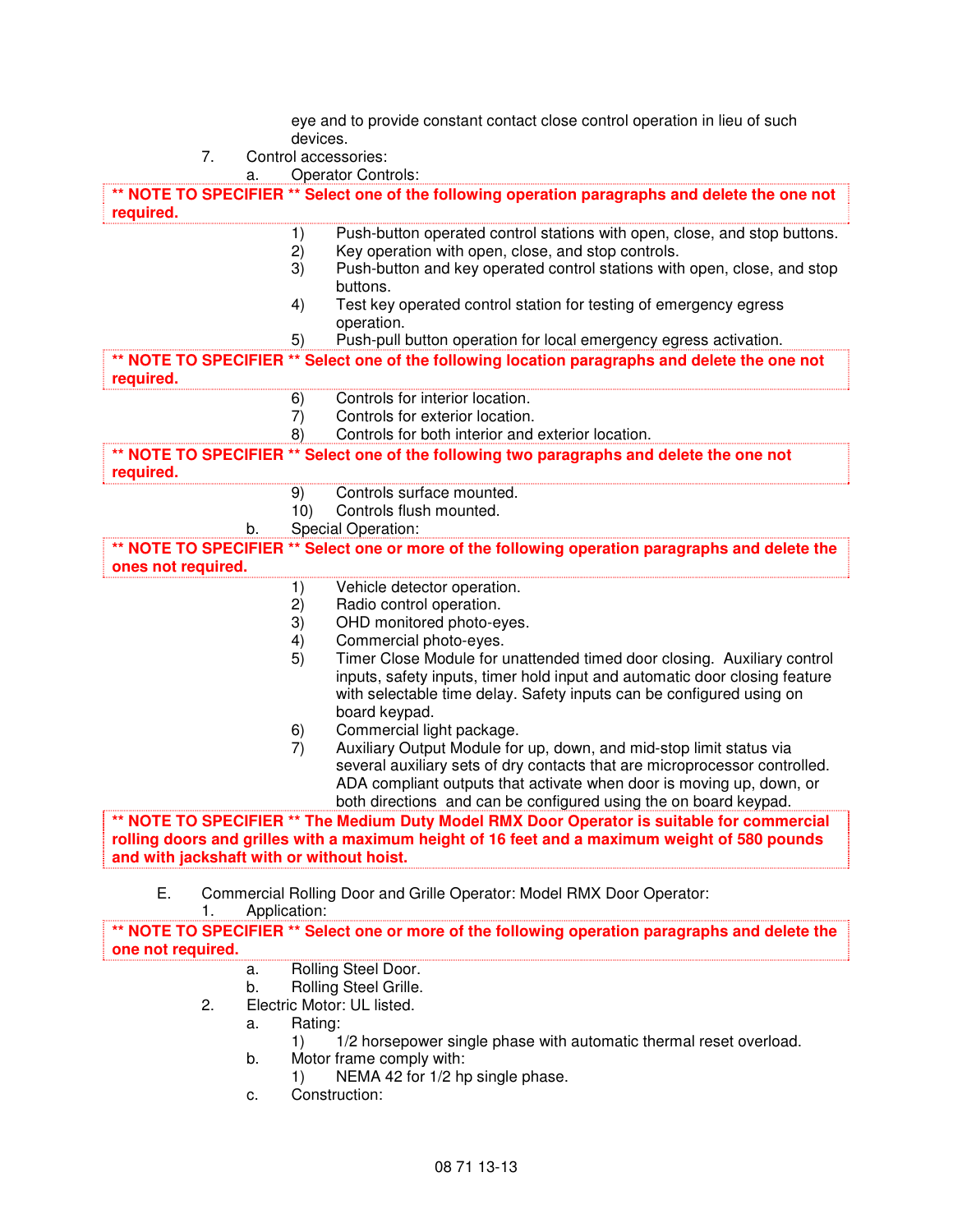eye and to provide constant contact close control operation in lieu of such devices.

7. Control accessories:
   a. Operator Controls:

**** NOTE TO SPECIFIER ** Select one of the following operation paragraphs and delete the one not required.**

1) Push-button operated control stations with open, close, and stop buttons.
2) Key operation with open, close, and stop controls.
3) Push-button and key operated control stations with open, close, and stop buttons.
4) Test key operated control station for testing of emergency egress operation.
5) Push-pull button operation for local emergency egress activation.

**** NOTE TO SPECIFIER ** Select one of the following location paragraphs and delete the one not required.**

6) Controls for interior location.
7) Controls for exterior location.
8) Controls for both interior and exterior location.

**** NOTE TO SPECIFIER ** Select one of the following two paragraphs and delete the one not required.**

9) Controls surface mounted.
10) Controls flush mounted.

   b. Special Operation:

**** NOTE TO SPECIFIER ** Select one or more of the following operation paragraphs and delete the ones not required.**

1) Vehicle detector operation.
2) Radio control operation.
3) OHD monitored photo-eyes.
4) Commercial photo-eyes.
5) Timer Close Module for unattended timed door closing. Auxiliary control inputs, safety inputs, timer hold input and automatic door closing feature with selectable time delay. Safety inputs can be configured using on board keypad.
6) Commercial light package.
7) Auxiliary Output Module for up, down, and mid-stop limit status via several auxiliary sets of dry contacts that are microprocessor controlled. ADA compliant outputs that activate when door is moving up, down, or both directions and can be configured using the on board keypad.

**** NOTE TO SPECIFIER ** The Medium Duty Model RMX Door Operator is suitable for commercial rolling doors and grilles with a maximum height of 16 feet and a maximum weight of 580 pounds and with jackshaft with or without hoist.**

E. Commercial Rolling Door and Grille Operator: Model RMX Door Operator:

1. Application:

**** NOTE TO SPECIFIER ** Select one or more of the following operation paragraphs and delete the one not required.**

   a. Rolling Steel Door.
   b. Rolling Steel Grille.

2. Electric Motor: UL listed.
   a. Rating:
      1) 1/2 horsepower single phase with automatic thermal reset overload.
   b. Motor frame comply with:
      1) NEMA 42 for 1/2 hp single phase.
   c. Construction: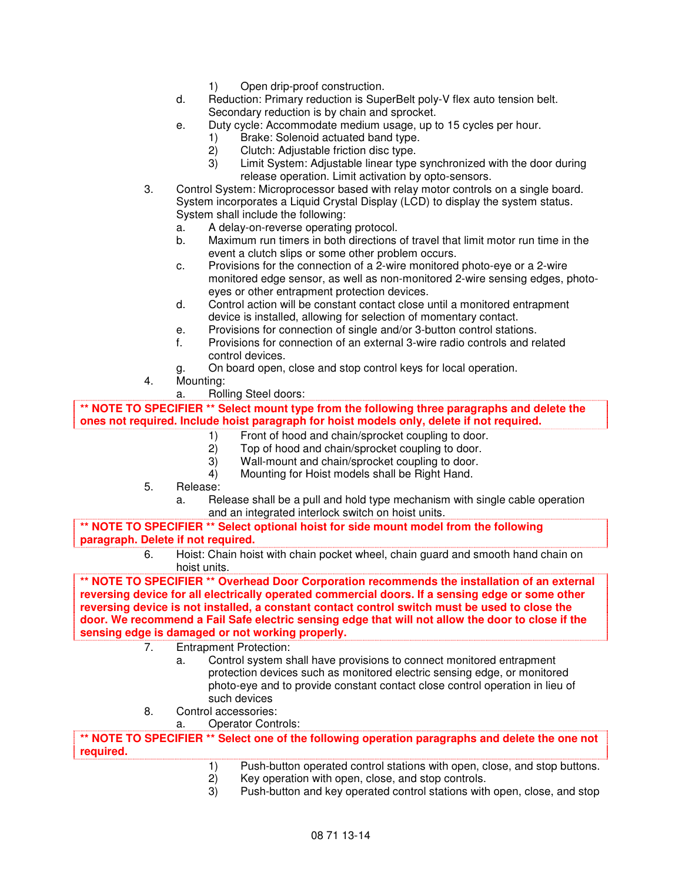1) Open drip-proof construction.

d. Reduction: Primary reduction is SuperBelt poly-V flex auto tension belt. Secondary reduction is by chain and sprocket.

e. Duty cycle: Accommodate medium usage, up to 15 cycles per hour.

1) Brake: Solenoid actuated band type.
2) Clutch: Adjustable friction disc type.
3) Limit System: Adjustable linear type synchronized with the door during release operation. Limit activation by opto-sensors.

3. Control System: Microprocessor based with relay motor controls on a single board. System incorporates a Liquid Crystal Display (LCD) to display the system status. System shall include the following:

a. A delay-on-reverse operating protocol.

b. Maximum run timers in both directions of travel that limit motor run time in the event a clutch slips or some other problem occurs.

c. Provisions for the connection of a 2-wire monitored photo-eye or a 2-wire monitored edge sensor, as well as non-monitored 2-wire sensing edges, photo-eyes or other entrapment protection devices.

d. Control action will be constant contact close until a monitored entrapment device is installed, allowing for selection of momentary contact.

e. Provisions for connection of single and/or 3-button control stations.

f. Provisions for connection of an external 3-wire radio controls and related control devices.

g. On board open, close and stop control keys for local operation.

4. Mounting:

a. Rolling Steel doors:

**\*\* NOTE TO SPECIFIER \*\* Select mount type from the following three paragraphs and delete the ones not required. Include hoist paragraph for hoist models only, delete if not required.**

1) Front of hood and chain/sprocket coupling to door.
2) Top of hood and chain/sprocket coupling to door.
3) Wall-mount and chain/sprocket coupling to door.
4) Mounting for Hoist models shall be Right Hand.

5. Release:

a. Release shall be a pull and hold type mechanism with single cable operation and an integrated interlock switch on hoist units.

**\*\* NOTE TO SPECIFIER \*\* Select optional hoist for side mount model from the following paragraph. Delete if not required.**

6. Hoist: Chain hoist with chain pocket wheel, chain guard and smooth hand chain on hoist units.

**\*\* NOTE TO SPECIFIER \*\* Overhead Door Corporation recommends the installation of an external reversing device for all electrically operated commercial doors. If a sensing edge or some other reversing device is not installed, a constant contact control switch must be used to close the door. We recommend a Fail Safe electric sensing edge that will not allow the door to close if the sensing edge is damaged or not working properly.**

7. Entrapment Protection:

a. Control system shall have provisions to connect monitored entrapment protection devices such as monitored electric sensing edge, or monitored photo-eye and to provide constant contact close control operation in lieu of such devices

8. Control accessories:

a. Operator Controls:

**\*\* NOTE TO SPECIFIER \*\* Select one of the following operation paragraphs and delete the one not required.**

1) Push-button operated control stations with open, close, and stop buttons.
2) Key operation with open, close, and stop controls.
3) Push-button and key operated control stations with open, close, and stop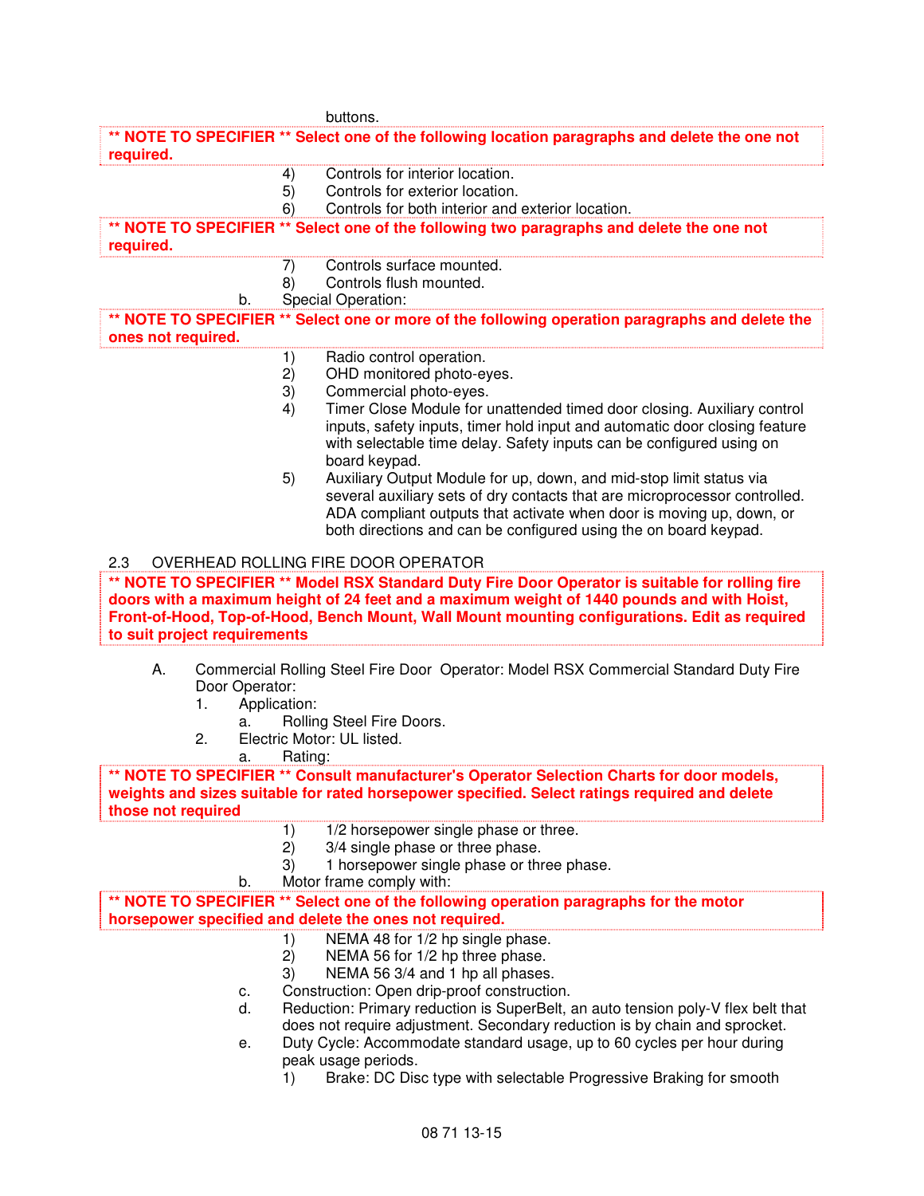buttons.

**\*\* NOTE TO SPECIFIER \*\* Select one of the following location paragraphs and delete the one not required.**

4) Controls for interior location.
5) Controls for exterior location.
6) Controls for both interior and exterior location.

**\*\* NOTE TO SPECIFIER \*\* Select one of the following two paragraphs and delete the one not required.**

7) Controls surface mounted.
8) Controls flush mounted.

b. Special Operation:

**\*\* NOTE TO SPECIFIER \*\* Select one or more of the following operation paragraphs and delete the ones not required.**

1) Radio control operation.
2) OHD monitored photo-eyes.
3) Commercial photo-eyes.
4) Timer Close Module for unattended timed door closing. Auxiliary control inputs, safety inputs, timer hold input and automatic door closing feature with selectable time delay. Safety inputs can be configured using on board keypad.
5) Auxiliary Output Module for up, down, and mid-stop limit status via several auxiliary sets of dry contacts that are microprocessor controlled. ADA compliant outputs that activate when door is moving up, down, or both directions and can be configured using the on board keypad.

## 2.3 OVERHEAD ROLLING FIRE DOOR OPERATOR

**\*\* NOTE TO SPECIFIER \*\* Model RSX Standard Duty Fire Door Operator is suitable for rolling fire doors with a maximum height of 24 feet and a maximum weight of 1440 pounds and with Hoist, Front-of-Hood, Top-of-Hood, Bench Mount, Wall Mount mounting configurations. Edit as required to suit project requirements**

A. Commercial Rolling Steel Fire Door Operator: Model RSX Commercial Standard Duty Fire Door Operator:

1. Application:
   a. Rolling Steel Fire Doors.
2. Electric Motor: UL listed.
   a. Rating:

**\*\* NOTE TO SPECIFIER \*\* Consult manufacturer's Operator Selection Charts for door models, weights and sizes suitable for rated horsepower specified. Select ratings required and delete those not required**

1) 1/2 horsepower single phase or three.
2) 3/4 single phase or three phase.
3) 1 horsepower single phase or three phase.

b. Motor frame comply with:

**\*\* NOTE TO SPECIFIER \*\* Select one of the following operation paragraphs for the motor horsepower specified and delete the ones not required.**

1) NEMA 48 for 1/2 hp single phase.
2) NEMA 56 for 1/2 hp three phase.
3) NEMA 56 3/4 and 1 hp all phases.

c. Construction: Open drip-proof construction.

d. Reduction: Primary reduction is SuperBelt, an auto tension poly-V flex belt that does not require adjustment. Secondary reduction is by chain and sprocket.

e. Duty Cycle: Accommodate standard usage, up to 60 cycles per hour during peak usage periods.

1) Brake: DC Disc type with selectable Progressive Braking for smooth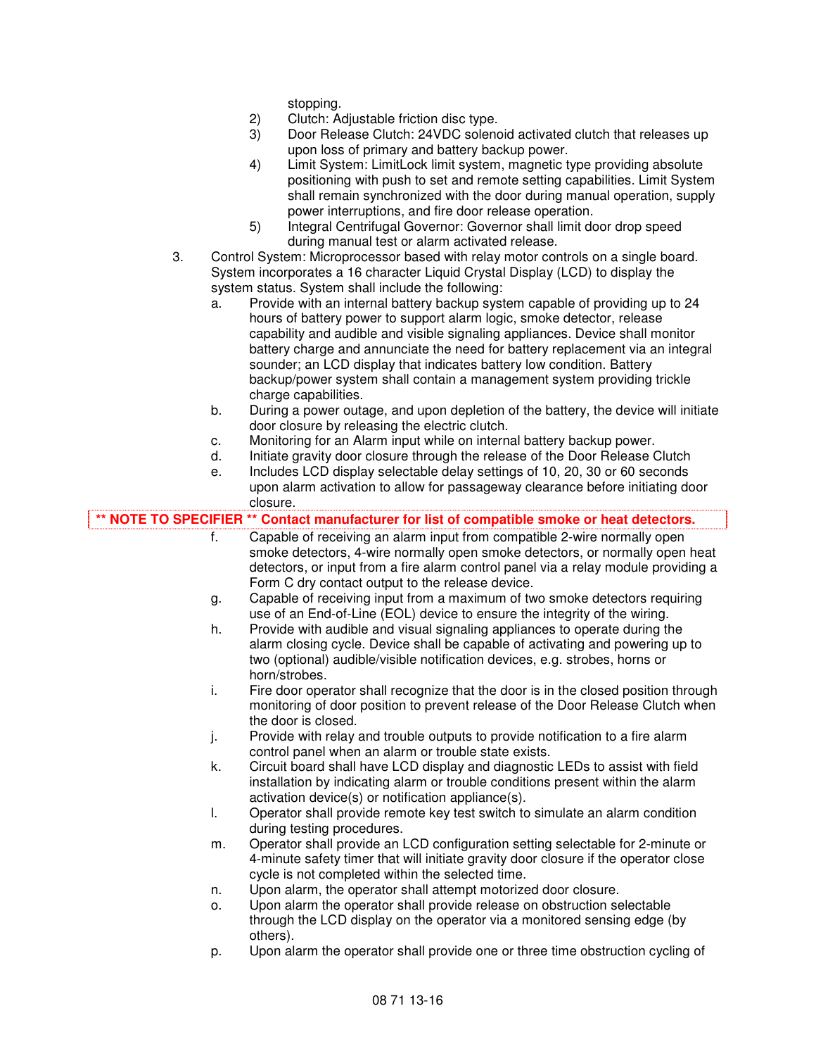stopping.

2) Clutch: Adjustable friction disc type.
3) Door Release Clutch: 24VDC solenoid activated clutch that releases up upon loss of primary and battery backup power.
4) Limit System: LimitLock limit system, magnetic type providing absolute positioning with push to set and remote setting capabilities. Limit System shall remain synchronized with the door during manual operation, supply power interruptions, and fire door release operation.
5) Integral Centrifugal Governor: Governor shall limit door drop speed during manual test or alarm activated release.

3. Control System: Microprocessor based with relay motor controls on a single board. System incorporates a 16 character Liquid Crystal Display (LCD) to display the system status. System shall include the following:
   a. Provide with an internal battery backup system capable of providing up to 24 hours of battery power to support alarm logic, smoke detector, release capability and audible and visible signaling appliances. Device shall monitor battery charge and annunciate the need for battery replacement via an integral sounder; an LCD display that indicates battery low condition. Battery backup/power system shall contain a management system providing trickle charge capabilities.
   b. During a power outage, and upon depletion of the battery, the device will initiate door closure by releasing the electric clutch.
   c. Monitoring for an Alarm input while on internal battery backup power.
   d. Initiate gravity door closure through the release of the Door Release Clutch
   e. Includes LCD display selectable delay settings of 10, 20, 30 or 60 seconds upon alarm activation to allow for passageway clearance before initiating door closure.

**** NOTE TO SPECIFIER ** Contact manufacturer for list of compatible smoke or heat detectors.**

   f. Capable of receiving an alarm input from compatible 2-wire normally open smoke detectors, 4-wire normally open smoke detectors, or normally open heat detectors, or input from a fire alarm control panel via a relay module providing a Form C dry contact output to the release device.
   g. Capable of receiving input from a maximum of two smoke detectors requiring use of an End-of-Line (EOL) device to ensure the integrity of the wiring.
   h. Provide with audible and visual signaling appliances to operate during the alarm closing cycle. Device shall be capable of activating and powering up to two (optional) audible/visible notification devices, e.g. strobes, horns or horn/strobes.
   i. Fire door operator shall recognize that the door is in the closed position through monitoring of door position to prevent release of the Door Release Clutch when the door is closed.
   j. Provide with relay and trouble outputs to provide notification to a fire alarm control panel when an alarm or trouble state exists.
   k. Circuit board shall have LCD display and diagnostic LEDs to assist with field installation by indicating alarm or trouble conditions present within the alarm activation device(s) or notification appliance(s).
   l. Operator shall provide remote key test switch to simulate an alarm condition during testing procedures.
   m. Operator shall provide an LCD configuration setting selectable for 2-minute or 4-minute safety timer that will initiate gravity door closure if the operator close cycle is not completed within the selected time.
   n. Upon alarm, the operator shall attempt motorized door closure.
   o. Upon alarm the operator shall provide release on obstruction selectable through the LCD display on the operator via a monitored sensing edge (by others).
   p. Upon alarm the operator shall provide one or three time obstruction cycling of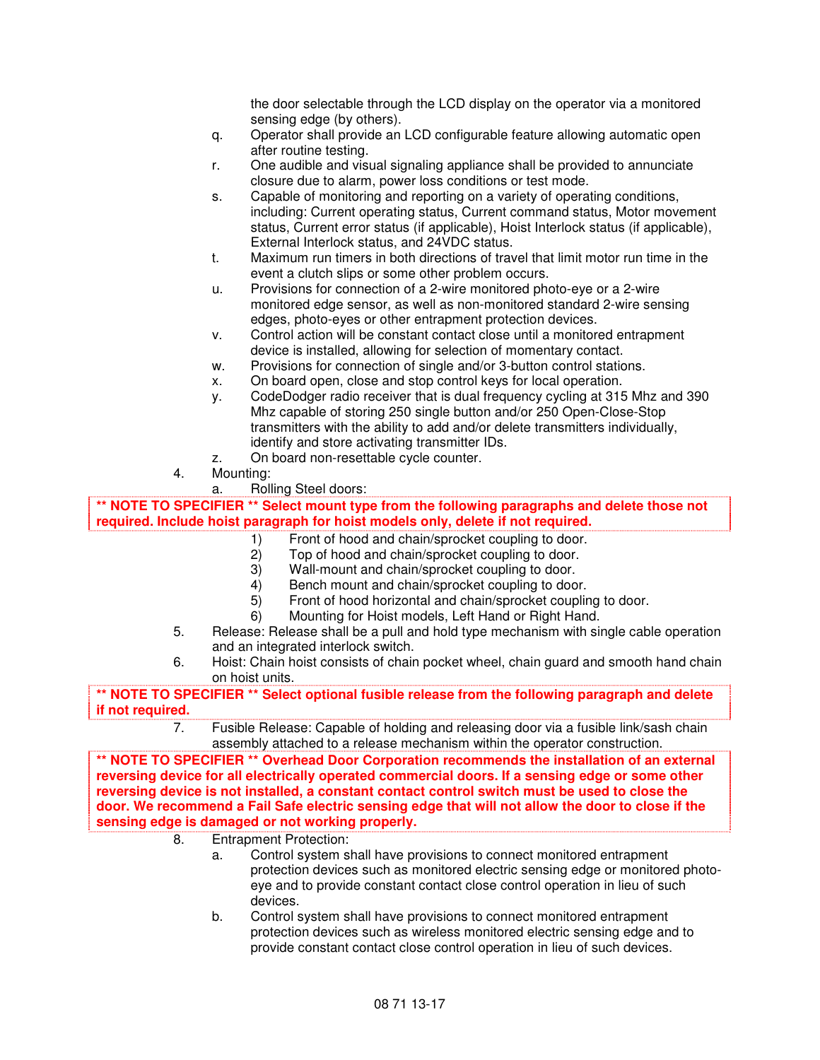the door selectable through the LCD display on the operator via a monitored sensing edge (by others).

q. Operator shall provide an LCD configurable feature allowing automatic open after routine testing.

r. One audible and visual signaling appliance shall be provided to annunciate closure due to alarm, power loss conditions or test mode.

s. Capable of monitoring and reporting on a variety of operating conditions, including: Current operating status, Current command status, Motor movement status, Current error status (if applicable), Hoist Interlock status (if applicable), External Interlock status, and 24VDC status.

t. Maximum run timers in both directions of travel that limit motor run time in the event a clutch slips or some other problem occurs.

u. Provisions for connection of a 2-wire monitored photo-eye or a 2-wire monitored edge sensor, as well as non-monitored standard 2-wire sensing edges, photo-eyes or other entrapment protection devices.

v. Control action will be constant contact close until a monitored entrapment device is installed, allowing for selection of momentary contact.

w. Provisions for connection of single and/or 3-button control stations.

x. On board open, close and stop control keys for local operation.

y. CodeDodger radio receiver that is dual frequency cycling at 315 Mhz and 390 Mhz capable of storing 250 single button and/or 250 Open-Close-Stop transmitters with the ability to add and/or delete transmitters individually, identify and store activating transmitter IDs.

z. On board non-resettable cycle counter.

4. Mounting:

   a. Rolling Steel doors:

**\*\* NOTE TO SPECIFIER \*\* Select mount type from the following paragraphs and delete those not required. Include hoist paragraph for hoist models only, delete if not required.**

      1) Front of hood and chain/sprocket coupling to door.
      2) Top of hood and chain/sprocket coupling to door.
      3) Wall-mount and chain/sprocket coupling to door.
      4) Bench mount and chain/sprocket coupling to door.
      5) Front of hood horizontal and chain/sprocket coupling to door.
      6) Mounting for Hoist models, Left Hand or Right Hand.

5. Release: Release shall be a pull and hold type mechanism with single cable operation and an integrated interlock switch.

6. Hoist: Chain hoist consists of chain pocket wheel, chain guard and smooth hand chain on hoist units.

**\*\* NOTE TO SPECIFIER \*\* Select optional fusible release from the following paragraph and delete if not required.**

7. Fusible Release: Capable of holding and releasing door via a fusible link/sash chain assembly attached to a release mechanism within the operator construction.

**\*\* NOTE TO SPECIFIER \*\* Overhead Door Corporation recommends the installation of an external reversing device for all electrically operated commercial doors. If a sensing edge or some other reversing device is not installed, a constant contact control switch must be used to close the door. We recommend a Fail Safe electric sensing edge that will not allow the door to close if the sensing edge is damaged or not working properly.**

8. Entrapment Protection:

   a. Control system shall have provisions to connect monitored entrapment protection devices such as monitored electric sensing edge or monitored photo-eye and to provide constant contact close control operation in lieu of such devices.

   b. Control system shall have provisions to connect monitored entrapment protection devices such as wireless monitored electric sensing edge and to provide constant contact close control operation in lieu of such devices.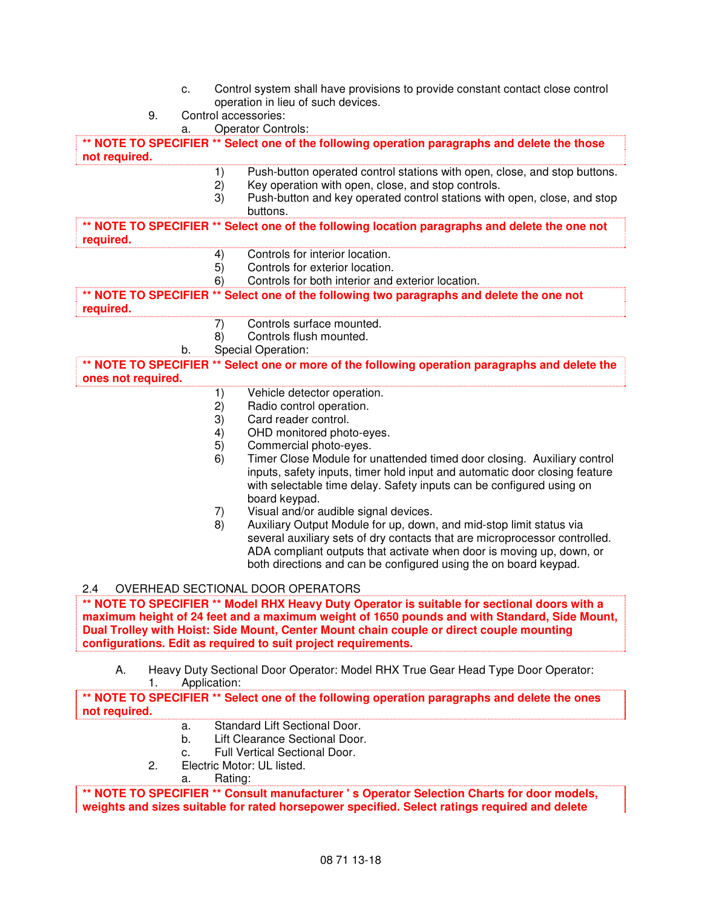c. Control system shall have provisions to provide constant contact close control operation in lieu of such devices.

9. Control accessories:

a. Operator Controls:

**\*\* NOTE TO SPECIFIER \*\* Select one of the following operation paragraphs and delete the those not required.**

1) Push-button operated control stations with open, close, and stop buttons.
2) Key operation with open, close, and stop controls.
3) Push-button and key operated control stations with open, close, and stop buttons.

**\*\* NOTE TO SPECIFIER \*\* Select one of the following location paragraphs and delete the one not required.**

4) Controls for interior location.
5) Controls for exterior location.
6) Controls for both interior and exterior location.

**\*\* NOTE TO SPECIFIER \*\* Select one of the following two paragraphs and delete the one not required.**

7) Controls surface mounted.
8) Controls flush mounted.

b. Special Operation:

**\*\* NOTE TO SPECIFIER \*\* Select one or more of the following operation paragraphs and delete the ones not required.**

1) Vehicle detector operation.
2) Radio control operation.
3) Card reader control.
4) OHD monitored photo-eyes.
5) Commercial photo-eyes.
6) Timer Close Module for unattended timed door closing. Auxiliary control inputs, safety inputs, timer hold input and automatic door closing feature with selectable time delay. Safety inputs can be configured using on board keypad.
7) Visual and/or audible signal devices.
8) Auxiliary Output Module for up, down, and mid-stop limit status via several auxiliary sets of dry contacts that are microprocessor controlled. ADA compliant outputs that activate when door is moving up, down, or both directions and can be configured using the on board keypad.

## 2.4 OVERHEAD SECTIONAL DOOR OPERATORS

**\*\* NOTE TO SPECIFIER \*\* Model RHX Heavy Duty Operator is suitable for sectional doors with a maximum height of 24 feet and a maximum weight of 1650 pounds and with Standard, Side Mount, Dual Trolley with Hoist: Side Mount, Center Mount chain couple or direct couple mounting configurations. Edit as required to suit project requirements.**

A. Heavy Duty Sectional Door Operator: Model RHX True Gear Head Type Door Operator:

1. Application:

**\*\* NOTE TO SPECIFIER \*\* Select one of the following operation paragraphs and delete the ones not required.**

a. Standard Lift Sectional Door.
b. Lift Clearance Sectional Door.
c. Full Vertical Sectional Door.

2. Electric Motor: UL listed.

a. Rating:

**\*\* NOTE TO SPECIFIER \*\* Consult manufacturer ' s Operator Selection Charts for door models, weights and sizes suitable for rated horsepower specified. Select ratings required and delete**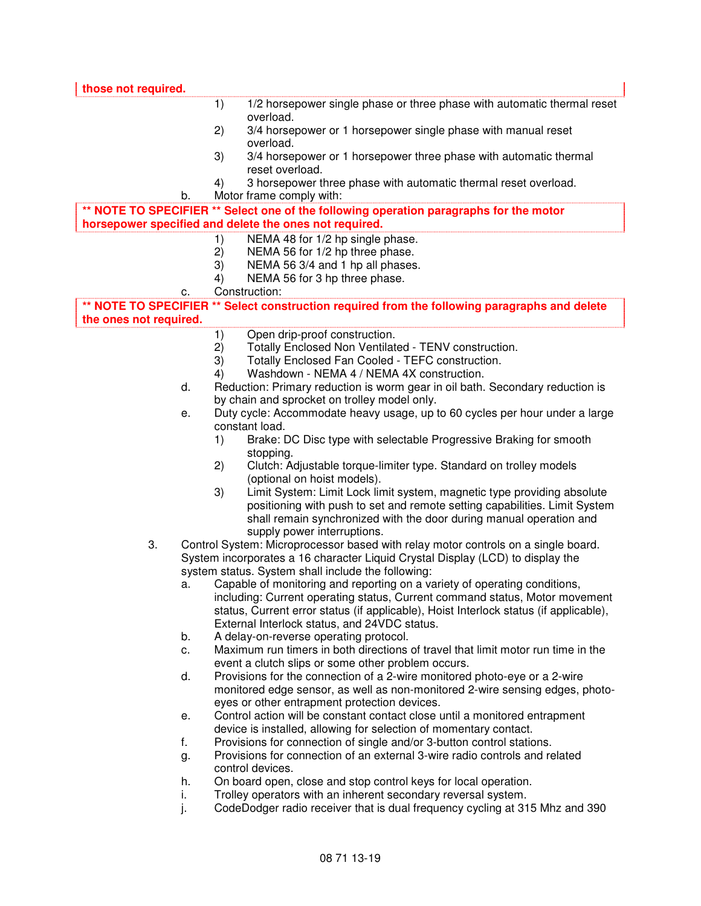**those not required.**

1) 1/2 horsepower single phase or three phase with automatic thermal reset overload.
2) 3/4 horsepower or 1 horsepower single phase with manual reset overload.
3) 3/4 horsepower or 1 horsepower three phase with automatic thermal reset overload.
4) 3 horsepower three phase with automatic thermal reset overload.

b. Motor frame comply with:

**** NOTE TO SPECIFIER ** Select one of the following operation paragraphs for the motor horsepower specified and delete the ones not required.**

1) NEMA 48 for 1/2 hp single phase.
2) NEMA 56 for 1/2 hp three phase.
3) NEMA 56 3/4 and 1 hp all phases.
4) NEMA 56 for 3 hp three phase.

c. Construction:

**** NOTE TO SPECIFIER ** Select construction required from the following paragraphs and delete the ones not required.**

1) Open drip-proof construction.
2) Totally Enclosed Non Ventilated - TENV construction.
3) Totally Enclosed Fan Cooled - TEFC construction.
4) Washdown - NEMA 4 / NEMA 4X construction.

d. Reduction: Primary reduction is worm gear in oil bath. Secondary reduction is by chain and sprocket on trolley model only.

e. Duty cycle: Accommodate heavy usage, up to 60 cycles per hour under a large constant load.
   1) Brake: DC Disc type with selectable Progressive Braking for smooth stopping.
   2) Clutch: Adjustable torque-limiter type. Standard on trolley models (optional on hoist models).
   3) Limit System: Limit Lock limit system, magnetic type providing absolute positioning with push to set and remote setting capabilities. Limit System shall remain synchronized with the door during manual operation and supply power interruptions.

3. Control System: Microprocessor based with relay motor controls on a single board. System incorporates a 16 character Liquid Crystal Display (LCD) to display the system status. System shall include the following:
   a. Capable of monitoring and reporting on a variety of operating conditions, including: Current operating status, Current command status, Motor movement status, Current error status (if applicable), Hoist Interlock status (if applicable), External Interlock status, and 24VDC status.
   b. A delay-on-reverse operating protocol.
   c. Maximum run timers in both directions of travel that limit motor run time in the event a clutch slips or some other problem occurs.
   d. Provisions for the connection of a 2-wire monitored photo-eye or a 2-wire monitored edge sensor, as well as non-monitored 2-wire sensing edges, photo-eyes or other entrapment protection devices.
   e. Control action will be constant contact close until a monitored entrapment device is installed, allowing for selection of momentary contact.
   f. Provisions for connection of single and/or 3-button control stations.
   g. Provisions for connection of an external 3-wire radio controls and related control devices.
   h. On board open, close and stop control keys for local operation.
   i. Trolley operators with an inherent secondary reversal system.
   j. CodeDodger radio receiver that is dual frequency cycling at 315 Mhz and 390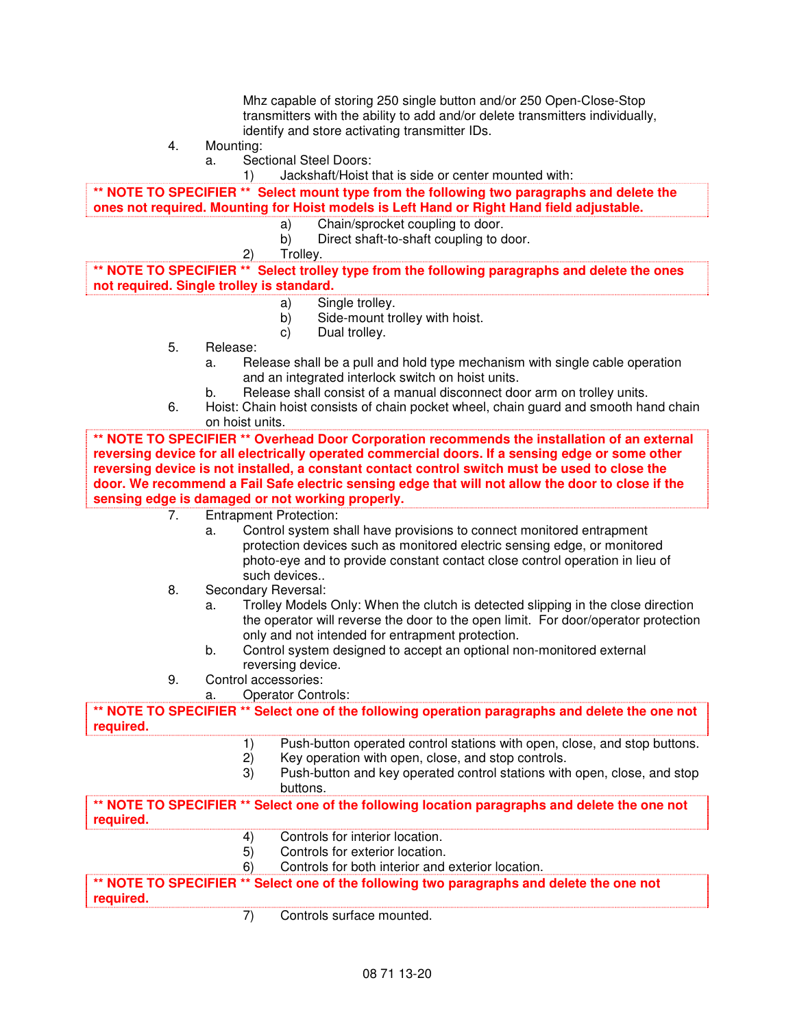Mhz capable of storing 250 single button and/or 250 Open-Close-Stop transmitters with the ability to add and/or delete transmitters individually, identify and store activating transmitter IDs.

4. Mounting:
   a. Sectional Steel Doors:
      1) Jackshaft/Hoist that is side or center mounted with:

**\*\* NOTE TO SPECIFIER \*\* Select mount type from the following two paragraphs and delete the ones not required. Mounting for Hoist models is Left Hand or Right Hand field adjustable.**

         a) Chain/sprocket coupling to door.
         b) Direct shaft-to-shaft coupling to door.
      2) Trolley.

**\*\* NOTE TO SPECIFIER \*\* Select trolley type from the following paragraphs and delete the ones not required. Single trolley is standard.**

         a) Single trolley.
         b) Side-mount trolley with hoist.
         c) Dual trolley.

5. Release:
   a. Release shall be a pull and hold type mechanism with single cable operation and an integrated interlock switch on hoist units.
   b. Release shall consist of a manual disconnect door arm on trolley units.

6. Hoist: Chain hoist consists of chain pocket wheel, chain guard and smooth hand chain on hoist units.

**\*\* NOTE TO SPECIFIER \*\* Overhead Door Corporation recommends the installation of an external reversing device for all electrically operated commercial doors. If a sensing edge or some other reversing device is not installed, a constant contact control switch must be used to close the door. We recommend a Fail Safe electric sensing edge that will not allow the door to close if the sensing edge is damaged or not working properly.**

7. Entrapment Protection:
   a. Control system shall have provisions to connect monitored entrapment protection devices such as monitored electric sensing edge, or monitored photo-eye and to provide constant contact close control operation in lieu of such devices..

8. Secondary Reversal:
   a. Trolley Models Only: When the clutch is detected slipping in the close direction the operator will reverse the door to the open limit. For door/operator protection only and not intended for entrapment protection.
   b. Control system designed to accept an optional non-monitored external reversing device.

9. Control accessories:
   a. Operator Controls:

**\*\* NOTE TO SPECIFIER \*\* Select one of the following operation paragraphs and delete the one not required.**

      1) Push-button operated control stations with open, close, and stop buttons.
      2) Key operation with open, close, and stop controls.
      3) Push-button and key operated control stations with open, close, and stop buttons.

**\*\* NOTE TO SPECIFIER \*\* Select one of the following location paragraphs and delete the one not required.**

      4) Controls for interior location.
      5) Controls for exterior location.
      6) Controls for both interior and exterior location.

**\*\* NOTE TO SPECIFIER \*\* Select one of the following two paragraphs and delete the one not required.**

      7) Controls surface mounted.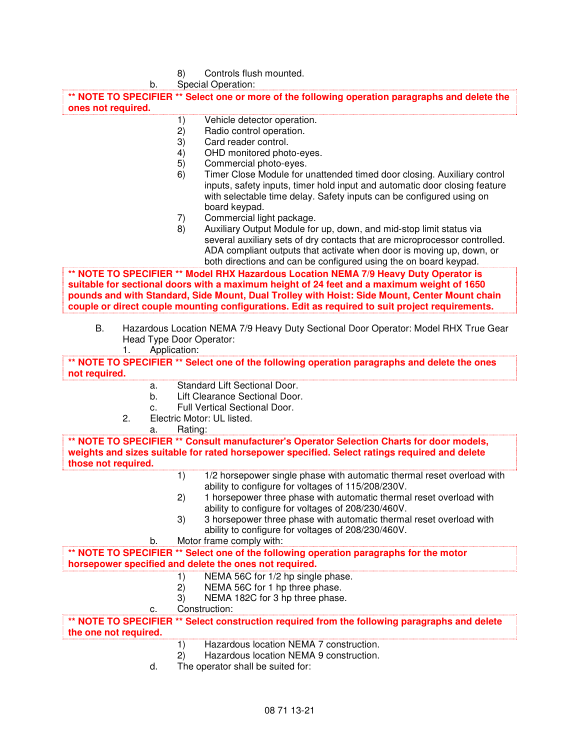8) Controls flush mounted.

b. Special Operation:

**\*\* NOTE TO SPECIFIER \*\* Select one or more of the following operation paragraphs and delete the ones not required.**

1) Vehicle detector operation.
2) Radio control operation.
3) Card reader control.
4) OHD monitored photo-eyes.
5) Commercial photo-eyes.
6) Timer Close Module for unattended timed door closing. Auxiliary control inputs, safety inputs, timer hold input and automatic door closing feature with selectable time delay. Safety inputs can be configured using on board keypad.
7) Commercial light package.
8) Auxiliary Output Module for up, down, and mid-stop limit status via several auxiliary sets of dry contacts that are microprocessor controlled. ADA compliant outputs that activate when door is moving up, down, or both directions and can be configured using the on board keypad.

**\*\* NOTE TO SPECIFIER \*\* Model RHX Hazardous Location NEMA 7/9 Heavy Duty Operator is suitable for sectional doors with a maximum height of 24 feet and a maximum weight of 1650 pounds and with Standard, Side Mount, Dual Trolley with Hoist: Side Mount, Center Mount chain couple or direct couple mounting configurations. Edit as required to suit project requirements.**

B. Hazardous Location NEMA 7/9 Heavy Duty Sectional Door Operator: Model RHX True Gear Head Type Door Operator:

1. Application:

**\*\* NOTE TO SPECIFIER \*\* Select one of the following operation paragraphs and delete the ones not required.**

a. Standard Lift Sectional Door.
b. Lift Clearance Sectional Door.
c. Full Vertical Sectional Door.

2. Electric Motor: UL listed.

a. Rating:

**\*\* NOTE TO SPECIFIER \*\* Consult manufacturer's Operator Selection Charts for door models, weights and sizes suitable for rated horsepower specified. Select ratings required and delete those not required.**

1) 1/2 horsepower single phase with automatic thermal reset overload with ability to configure for voltages of 115/208/230V.
2) 1 horsepower three phase with automatic thermal reset overload with ability to configure for voltages of 208/230/460V.
3) 3 horsepower three phase with automatic thermal reset overload with ability to configure for voltages of 208/230/460V.

b. Motor frame comply with:

**\*\* NOTE TO SPECIFIER \*\* Select one of the following operation paragraphs for the motor horsepower specified and delete the ones not required.**

1) NEMA 56C for 1/2 hp single phase.
2) NEMA 56C for 1 hp three phase.
3) NEMA 182C for 3 hp three phase.

c. Construction:

**\*\* NOTE TO SPECIFIER \*\* Select construction required from the following paragraphs and delete the one not required.**

1) Hazardous location NEMA 7 construction.
2) Hazardous location NEMA 9 construction.

d. The operator shall be suited for: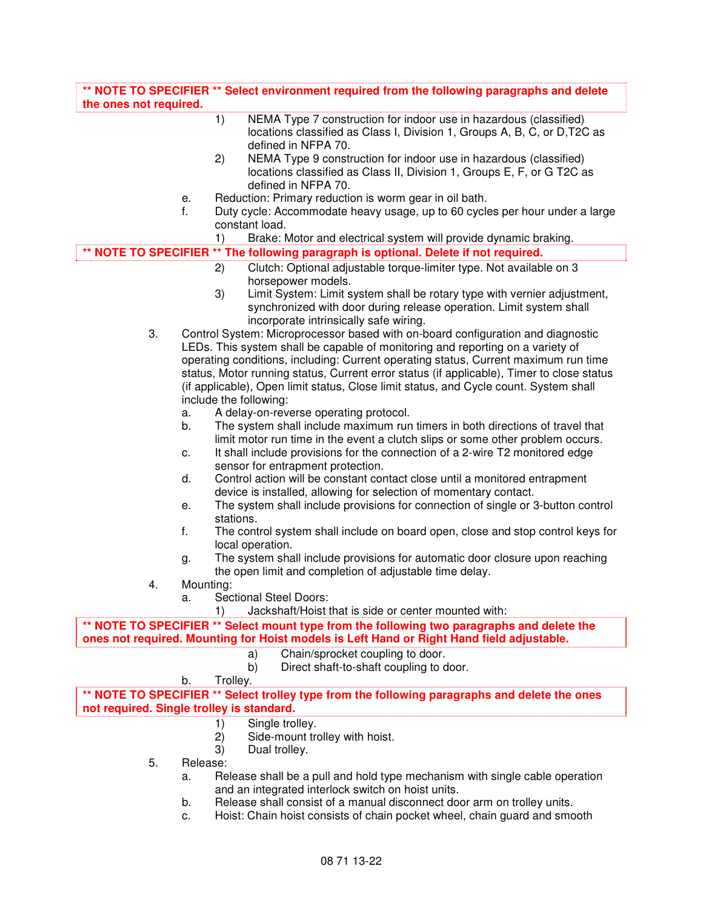**\*\* NOTE TO SPECIFIER \*\* Select environment required from the following paragraphs and delete the ones not required.**

1) NEMA Type 7 construction for indoor use in hazardous (classified) locations classified as Class I, Division 1, Groups A, B, C, or D,T2C as defined in NFPA 70.
2) NEMA Type 9 construction for indoor use in hazardous (classified) locations classified as Class II, Division 1, Groups E, F, or G T2C as defined in NFPA 70.

e. Reduction: Primary reduction is worm gear in oil bath.

f. Duty cycle: Accommodate heavy usage, up to 60 cycles per hour under a large constant load.

1) Brake: Motor and electrical system will provide dynamic braking.

**\*\* NOTE TO SPECIFIER \*\* The following paragraph is optional. Delete if not required.**

2) Clutch: Optional adjustable torque-limiter type. Not available on 3 horsepower models.
3) Limit System: Limit system shall be rotary type with vernier adjustment, synchronized with door during release operation. Limit system shall incorporate intrinsically safe wiring.

3. Control System: Microprocessor based with on-board configuration and diagnostic LEDs. This system shall be capable of monitoring and reporting on a variety of operating conditions, including: Current operating status, Current maximum run time status, Motor running status, Current error status (if applicable), Timer to close status (if applicable), Open limit status, Close limit status, and Cycle count. System shall include the following:
   a. A delay-on-reverse operating protocol.
   b. The system shall include maximum run timers in both directions of travel that limit motor run time in the event a clutch slips or some other problem occurs.
   c. It shall include provisions for the connection of a 2-wire T2 monitored edge sensor for entrapment protection.
   d. Control action will be constant contact close until a monitored entrapment device is installed, allowing for selection of momentary contact.
   e. The system shall include provisions for connection of single or 3-button control stations.
   f. The control system shall include on board open, close and stop control keys for local operation.
   g. The system shall include provisions for automatic door closure upon reaching the open limit and completion of adjustable time delay.

4. Mounting:
   a. Sectional Steel Doors:
      1) Jackshaft/Hoist that is side or center mounted with:

**\*\* NOTE TO SPECIFIER \*\* Select mount type from the following two paragraphs and delete the ones not required. Mounting for Hoist models is Left Hand or Right Hand field adjustable.**

a) Chain/sprocket coupling to door.
b) Direct shaft-to-shaft coupling to door.

b. Trolley.

**\*\* NOTE TO SPECIFIER \*\* Select trolley type from the following paragraphs and delete the ones not required. Single trolley is standard.**

1) Single trolley.
2) Side-mount trolley with hoist.
3) Dual trolley.

5. Release:
   a. Release shall be a pull and hold type mechanism with single cable operation and an integrated interlock switch on hoist units.
   b. Release shall consist of a manual disconnect door arm on trolley units.
   c. Hoist: Chain hoist consists of chain pocket wheel, chain guard and smooth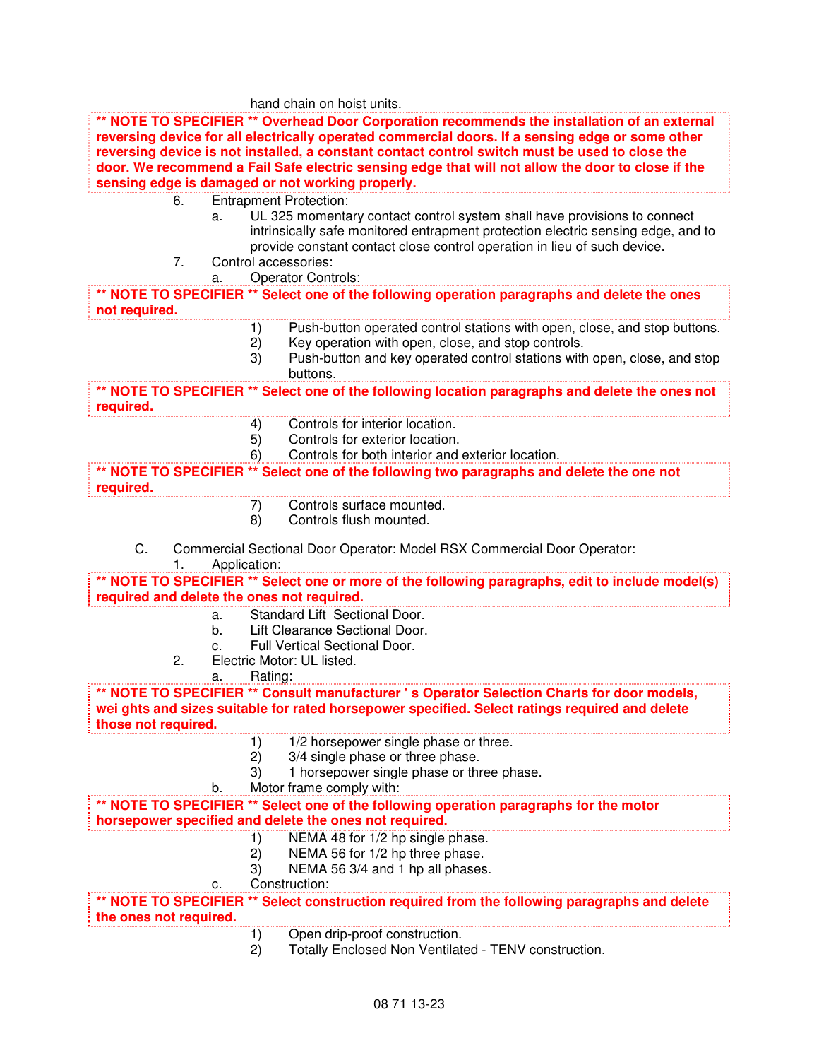hand chain on hoist units.

**\*\* NOTE TO SPECIFIER \*\* Overhead Door Corporation recommends the installation of an external reversing device for all electrically operated commercial doors. If a sensing edge or some other reversing device is not installed, a constant contact control switch must be used to close the door. We recommend a Fail Safe electric sensing edge that will not allow the door to close if the sensing edge is damaged or not working properly.**

6. Entrapment Protection:
   a. UL 325 momentary contact control system shall have provisions to connect intrinsically safe monitored entrapment protection electric sensing edge, and to provide constant contact close control operation in lieu of such device.
7. Control accessories:
   a. Operator Controls:

**\*\* NOTE TO SPECIFIER \*\* Select one of the following operation paragraphs and delete the ones not required.**

1) Push-button operated control stations with open, close, and stop buttons.
2) Key operation with open, close, and stop controls.
3) Push-button and key operated control stations with open, close, and stop buttons.

**\*\* NOTE TO SPECIFIER \*\* Select one of the following location paragraphs and delete the ones not required.**

4) Controls for interior location.
5) Controls for exterior location.
6) Controls for both interior and exterior location.

**\*\* NOTE TO SPECIFIER \*\* Select one of the following two paragraphs and delete the one not required.**

7) Controls surface mounted.
8) Controls flush mounted.

C. Commercial Sectional Door Operator: Model RSX Commercial Door Operator:
1. Application:

**\*\* NOTE TO SPECIFIER \*\* Select one or more of the following paragraphs, edit to include model(s) required and delete the ones not required.**

   a. Standard Lift Sectional Door.
   b. Lift Clearance Sectional Door.
   c. Full Vertical Sectional Door.
2. Electric Motor: UL listed.
   a. Rating:

**\*\* NOTE TO SPECIFIER \*\* Consult manufacturer ' s Operator Selection Charts for door models, wei ghts and sizes suitable for rated horsepower specified. Select ratings required and delete those not required.**

1) 1/2 horsepower single phase or three.
2) 3/4 single phase or three phase.
3) 1 horsepower single phase or three phase.

   b. Motor frame comply with:

**\*\* NOTE TO SPECIFIER \*\* Select one of the following operation paragraphs for the motor horsepower specified and delete the ones not required.**

1) NEMA 48 for 1/2 hp single phase.
2) NEMA 56 for 1/2 hp three phase.
3) NEMA 56 3/4 and 1 hp all phases.

   c. Construction:

**\*\* NOTE TO SPECIFIER \*\* Select construction required from the following paragraphs and delete the ones not required.**

1) Open drip-proof construction.
2) Totally Enclosed Non Ventilated - TENV construction.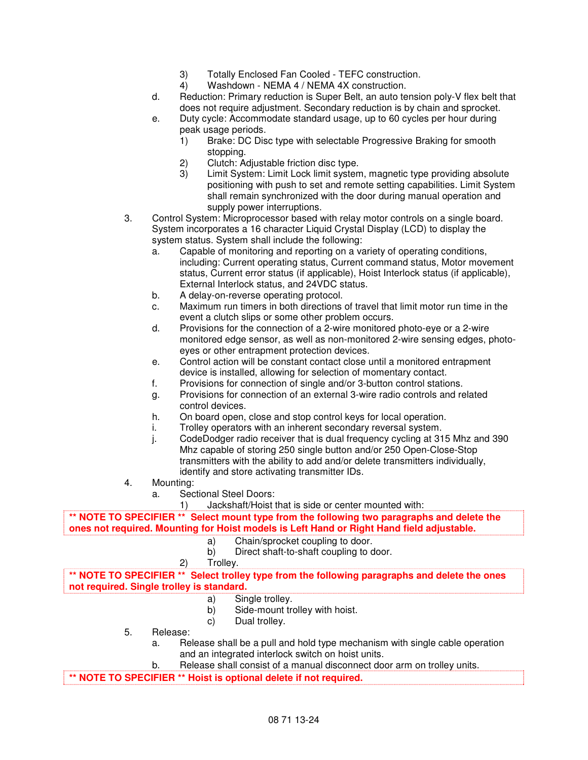3) Totally Enclosed Fan Cooled - TEFC construction.
4) Washdown - NEMA 4 / NEMA 4X construction.

d. Reduction: Primary reduction is Super Belt, an auto tension poly-V flex belt that does not require adjustment. Secondary reduction is by chain and sprocket.

e. Duty cycle: Accommodate standard usage, up to 60 cycles per hour during peak usage periods.
   1) Brake: DC Disc type with selectable Progressive Braking for smooth stopping.
   2) Clutch: Adjustable friction disc type.
   3) Limit System: Limit Lock limit system, magnetic type providing absolute positioning with push to set and remote setting capabilities. Limit System shall remain synchronized with the door during manual operation and supply power interruptions.

3. Control System: Microprocessor based with relay motor controls on a single board. System incorporates a 16 character Liquid Crystal Display (LCD) to display the system status. System shall include the following:
   a. Capable of monitoring and reporting on a variety of operating conditions, including: Current operating status, Current command status, Motor movement status, Current error status (if applicable), Hoist Interlock status (if applicable), External Interlock status, and 24VDC status.
   b. A delay-on-reverse operating protocol.
   c. Maximum run timers in both directions of travel that limit motor run time in the event a clutch slips or some other problem occurs.
   d. Provisions for the connection of a 2-wire monitored photo-eye or a 2-wire monitored edge sensor, as well as non-monitored 2-wire sensing edges, photo-eyes or other entrapment protection devices.
   e. Control action will be constant contact close until a monitored entrapment device is installed, allowing for selection of momentary contact.
   f. Provisions for connection of single and/or 3-button control stations.
   g. Provisions for connection of an external 3-wire radio controls and related control devices.
   h. On board open, close and stop control keys for local operation.
   i. Trolley operators with an inherent secondary reversal system.
   j. CodeDodger radio receiver that is dual frequency cycling at 315 Mhz and 390 Mhz capable of storing 250 single button and/or 250 Open-Close-Stop transmitters with the ability to add and/or delete transmitters individually, identify and store activating transmitter IDs.

4. Mounting:
   a. Sectional Steel Doors:
      1) Jackshaft/Hoist that is side or center mounted with:

**\*\* NOTE TO SPECIFIER \*\* Select mount type from the following two paragraphs and delete the ones not required. Mounting for Hoist models is Left Hand or Right Hand field adjustable.**

         a) Chain/sprocket coupling to door.
         b) Direct shaft-to-shaft coupling to door.
      2) Trolley.

**\*\* NOTE TO SPECIFIER \*\* Select trolley type from the following paragraphs and delete the ones not required. Single trolley is standard.**

         a) Single trolley.
         b) Side-mount trolley with hoist.
         c) Dual trolley.

5. Release:
   a. Release shall be a pull and hold type mechanism with single cable operation and an integrated interlock switch on hoist units.
   b. Release shall consist of a manual disconnect door arm on trolley units.

**\*\* NOTE TO SPECIFIER \*\* Hoist is optional delete if not required.**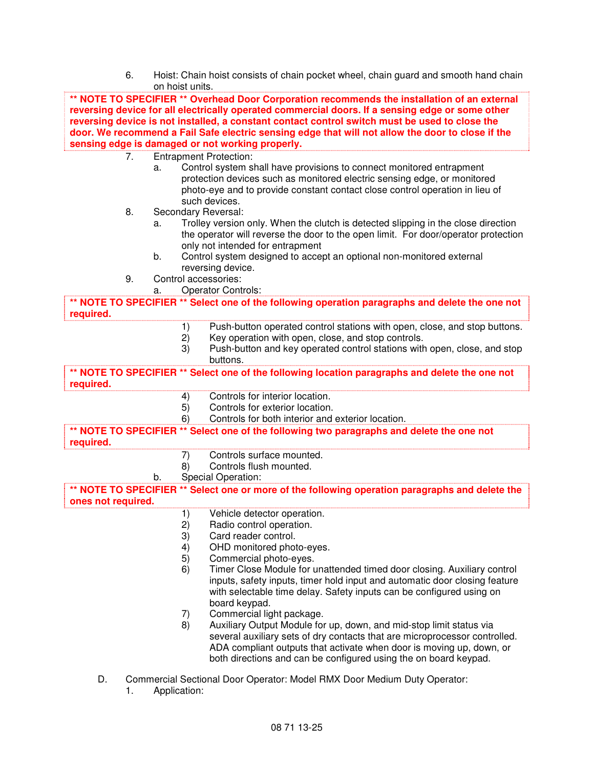6. Hoist: Chain hoist consists of chain pocket wheel, chain guard and smooth hand chain on hoist units.

**\*\* NOTE TO SPECIFIER \*\* Overhead Door Corporation recommends the installation of an external reversing device for all electrically operated commercial doors. If a sensing edge or some other reversing device is not installed, a constant contact control switch must be used to close the door. We recommend a Fail Safe electric sensing edge that will not allow the door to close if the sensing edge is damaged or not working properly.**

7. Entrapment Protection:
   a. Control system shall have provisions to connect monitored entrapment protection devices such as monitored electric sensing edge, or monitored photo-eye and to provide constant contact close control operation in lieu of such devices.
8. Secondary Reversal:
   a. Trolley version only. When the clutch is detected slipping in the close direction the operator will reverse the door to the open limit. For door/operator protection only not intended for entrapment
   b. Control system designed to accept an optional non-monitored external reversing device.
9. Control accessories:
   a. Operator Controls:

**\*\* NOTE TO SPECIFIER \*\* Select one of the following operation paragraphs and delete the one not required.**

      1) Push-button operated control stations with open, close, and stop buttons.
      2) Key operation with open, close, and stop controls.
      3) Push-button and key operated control stations with open, close, and stop buttons.

**\*\* NOTE TO SPECIFIER \*\* Select one of the following location paragraphs and delete the one not required.**

      4) Controls for interior location.
      5) Controls for exterior location.
      6) Controls for both interior and exterior location.

**\*\* NOTE TO SPECIFIER \*\* Select one of the following two paragraphs and delete the one not required.**

      7) Controls surface mounted.
      8) Controls flush mounted.

   b. Special Operation:

**\*\* NOTE TO SPECIFIER \*\* Select one or more of the following operation paragraphs and delete the ones not required.**

      1) Vehicle detector operation.
      2) Radio control operation.
      3) Card reader control.
      4) OHD monitored photo-eyes.
      5) Commercial photo-eyes.
      6) Timer Close Module for unattended timed door closing. Auxiliary control inputs, safety inputs, timer hold input and automatic door closing feature with selectable time delay. Safety inputs can be configured using on board keypad.
      7) Commercial light package.
      8) Auxiliary Output Module for up, down, and mid-stop limit status via several auxiliary sets of dry contacts that are microprocessor controlled. ADA compliant outputs that activate when door is moving up, down, or both directions and can be configured using the on board keypad.

D. Commercial Sectional Door Operator: Model RMX Door Medium Duty Operator:
   1. Application: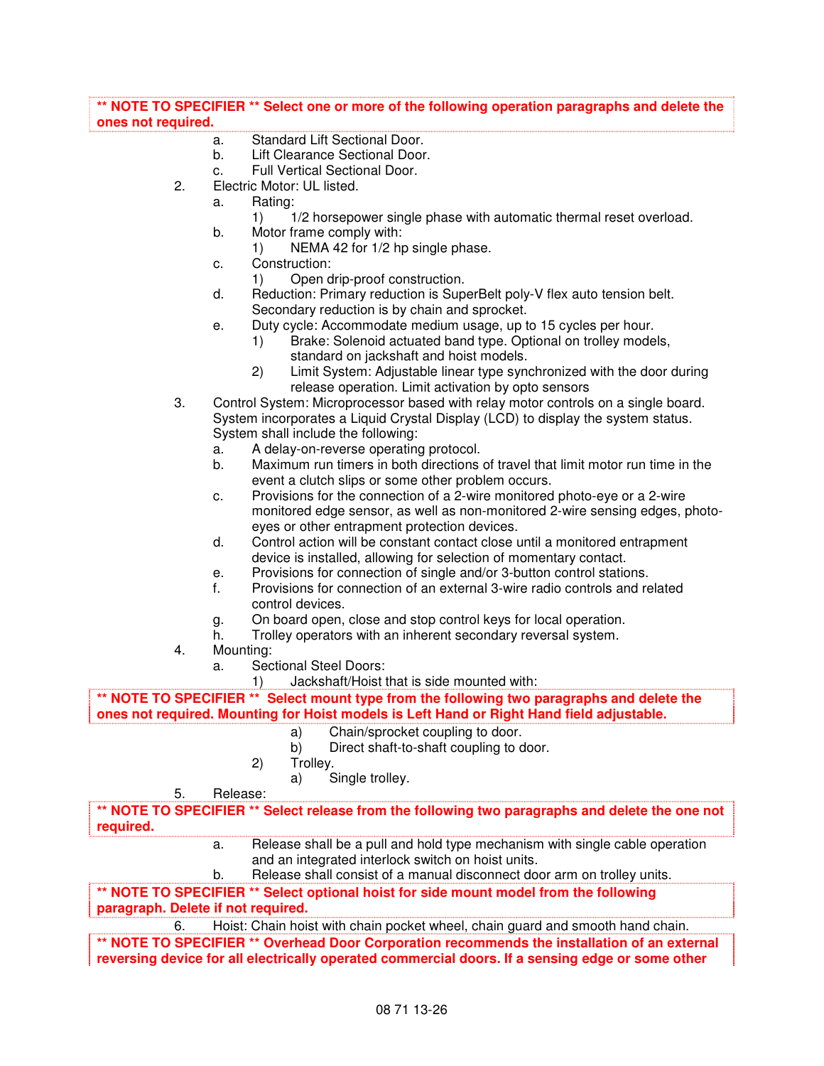**\*\* NOTE TO SPECIFIER \*\* Select one or more of the following operation paragraphs and delete the ones not required.**

a. Standard Lift Sectional Door.
b. Lift Clearance Sectional Door.
c. Full Vertical Sectional Door.

2. Electric Motor: UL listed.
   a. Rating:
      1) 1/2 horsepower single phase with automatic thermal reset overload.
   b. Motor frame comply with:
      1) NEMA 42 for 1/2 hp single phase.
   c. Construction:
      1) Open drip-proof construction.
   d. Reduction: Primary reduction is SuperBelt poly-V flex auto tension belt. Secondary reduction is by chain and sprocket.
   e. Duty cycle: Accommodate medium usage, up to 15 cycles per hour.
      1) Brake: Solenoid actuated band type. Optional on trolley models, standard on jackshaft and hoist models.
      2) Limit System: Adjustable linear type synchronized with the door during release operation. Limit activation by opto sensors
3. Control System: Microprocessor based with relay motor controls on a single board. System incorporates a Liquid Crystal Display (LCD) to display the system status. System shall include the following:
   a. A delay-on-reverse operating protocol.
   b. Maximum run timers in both directions of travel that limit motor run time in the event a clutch slips or some other problem occurs.
   c. Provisions for the connection of a 2-wire monitored photo-eye or a 2-wire monitored edge sensor, as well as non-monitored 2-wire sensing edges, photo-eyes or other entrapment protection devices.
   d. Control action will be constant contact close until a monitored entrapment device is installed, allowing for selection of momentary contact.
   e. Provisions for connection of single and/or 3-button control stations.
   f. Provisions for connection of an external 3-wire radio controls and related control devices.
   g. On board open, close and stop control keys for local operation.
   h. Trolley operators with an inherent secondary reversal system.
4. Mounting:
   a. Sectional Steel Doors:
      1) Jackshaft/Hoist that is side mounted with:

**\*\* NOTE TO SPECIFIER \*\* Select mount type from the following two paragraphs and delete the ones not required. Mounting for Hoist models is Left Hand or Right Hand field adjustable.**

         a) Chain/sprocket coupling to door.
         b) Direct shaft-to-shaft coupling to door.
      2) Trolley.
         a) Single trolley.
5. Release:

**\*\* NOTE TO SPECIFIER \*\* Select release from the following two paragraphs and delete the one not required.**

   a. Release shall be a pull and hold type mechanism with single cable operation and an integrated interlock switch on hoist units.
   b. Release shall consist of a manual disconnect door arm on trolley units.

**\*\* NOTE TO SPECIFIER \*\* Select optional hoist for side mount model from the following paragraph. Delete if not required.**

6. Hoist: Chain hoist with chain pocket wheel, chain guard and smooth hand chain.

**\*\* NOTE TO SPECIFIER \*\* Overhead Door Corporation recommends the installation of an external reversing device for all electrically operated commercial doors. If a sensing edge or some other**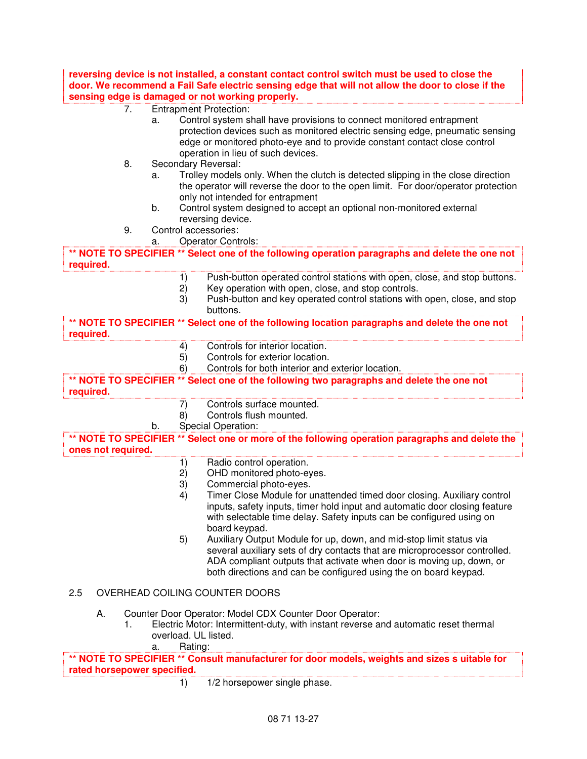**reversing device is not installed, a constant contact control switch must be used to close the door. We recommend a Fail Safe electric sensing edge that will not allow the door to close if the sensing edge is damaged or not working properly.**

7. Entrapment Protection:
   a. Control system shall have provisions to connect monitored entrapment protection devices such as monitored electric sensing edge, pneumatic sensing edge or monitored photo-eye and to provide constant contact close control operation in lieu of such devices.
8. Secondary Reversal:
   a. Trolley models only. When the clutch is detected slipping in the close direction the operator will reverse the door to the open limit. For door/operator protection only not intended for entrapment
   b. Control system designed to accept an optional non-monitored external reversing device.
9. Control accessories:
   a. Operator Controls:

**** NOTE TO SPECIFIER ** Select one of the following operation paragraphs and delete the one not required.**

1) Push-button operated control stations with open, close, and stop buttons.
2) Key operation with open, close, and stop controls.
3) Push-button and key operated control stations with open, close, and stop buttons.

**** NOTE TO SPECIFIER ** Select one of the following location paragraphs and delete the one not required.**

4) Controls for interior location.
5) Controls for exterior location.
6) Controls for both interior and exterior location.

**** NOTE TO SPECIFIER ** Select one of the following two paragraphs and delete the one not required.**

7) Controls surface mounted.
8) Controls flush mounted.

   b. Special Operation:

**** NOTE TO SPECIFIER ** Select one or more of the following operation paragraphs and delete the ones not required.**

1) Radio control operation.
2) OHD monitored photo-eyes.
3) Commercial photo-eyes.
4) Timer Close Module for unattended timed door closing. Auxiliary control inputs, safety inputs, timer hold input and automatic door closing feature with selectable time delay. Safety inputs can be configured using on board keypad.
5) Auxiliary Output Module for up, down, and mid-stop limit status via several auxiliary sets of dry contacts that are microprocessor controlled. ADA compliant outputs that activate when door is moving up, down, or both directions and can be configured using the on board keypad.

## 2.5 OVERHEAD COILING COUNTER DOORS

A. Counter Door Operator: Model CDX Counter Door Operator:
   1. Electric Motor: Intermittent-duty, with instant reverse and automatic reset thermal overload. UL listed.
      a. Rating:

**** NOTE TO SPECIFIER ** Consult manufacturer for door models, weights and sizes s uitable for rated horsepower specified.**

1) 1/2 horsepower single phase.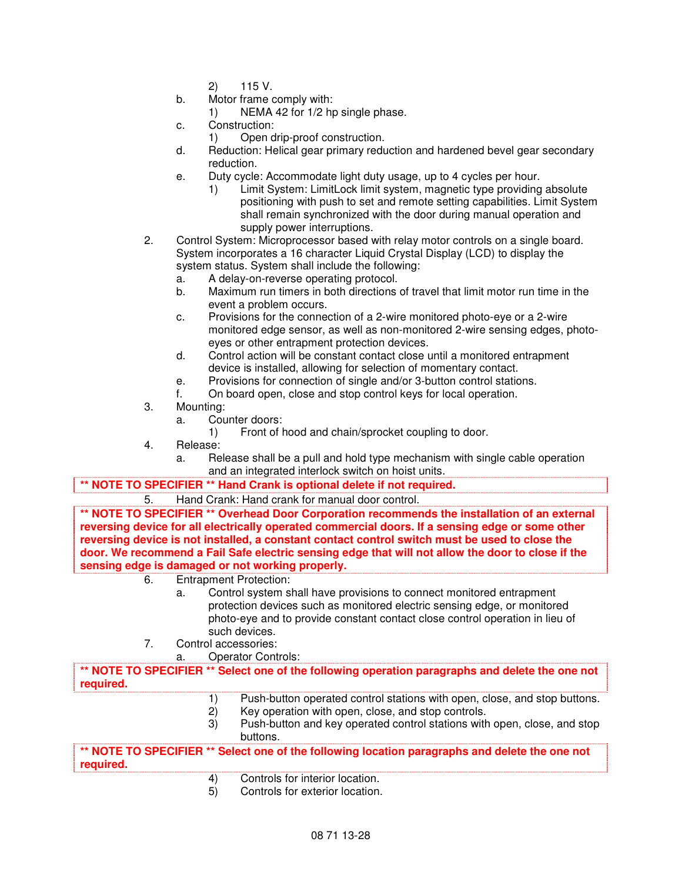2) 115 V.

b. Motor frame comply with:

1) NEMA 42 for 1/2 hp single phase.

c. Construction:

1) Open drip-proof construction.

d. Reduction: Helical gear primary reduction and hardened bevel gear secondary reduction.

e. Duty cycle: Accommodate light duty usage, up to 4 cycles per hour.

1) Limit System: LimitLock limit system, magnetic type providing absolute positioning with push to set and remote setting capabilities. Limit System shall remain synchronized with the door during manual operation and supply power interruptions.

2. Control System: Microprocessor based with relay motor controls on a single board. System incorporates a 16 character Liquid Crystal Display (LCD) to display the system status. System shall include the following:

a. A delay-on-reverse operating protocol.

b. Maximum run timers in both directions of travel that limit motor run time in the event a problem occurs.

c. Provisions for the connection of a 2-wire monitored photo-eye or a 2-wire monitored edge sensor, as well as non-monitored 2-wire sensing edges, photo-eyes or other entrapment protection devices.

d. Control action will be constant contact close until a monitored entrapment device is installed, allowing for selection of momentary contact.

e. Provisions for connection of single and/or 3-button control stations.

f. On board open, close and stop control keys for local operation.

3. Mounting:

a. Counter doors:

1) Front of hood and chain/sprocket coupling to door.

4. Release:

a. Release shall be a pull and hold type mechanism with single cable operation and an integrated interlock switch on hoist units.

**\*\* NOTE TO SPECIFIER \*\* Hand Crank is optional delete if not required.**

5. Hand Crank: Hand crank for manual door control.

**\*\* NOTE TO SPECIFIER \*\* Overhead Door Corporation recommends the installation of an external reversing device for all electrically operated commercial doors. If a sensing edge or some other reversing device is not installed, a constant contact control switch must be used to close the door. We recommend a Fail Safe electric sensing edge that will not allow the door to close if the sensing edge is damaged or not working properly.**

6. Entrapment Protection:

a. Control system shall have provisions to connect monitored entrapment protection devices such as monitored electric sensing edge, or monitored photo-eye and to provide constant contact close control operation in lieu of such devices.

7. Control accessories:

a. Operator Controls:

**\*\* NOTE TO SPECIFIER \*\* Select one of the following operation paragraphs and delete the one not required.**

1) Push-button operated control stations with open, close, and stop buttons.

2) Key operation with open, close, and stop controls.

3) Push-button and key operated control stations with open, close, and stop buttons.

**\*\* NOTE TO SPECIFIER \*\* Select one of the following location paragraphs and delete the one not required.**

4) Controls for interior location.

5) Controls for exterior location.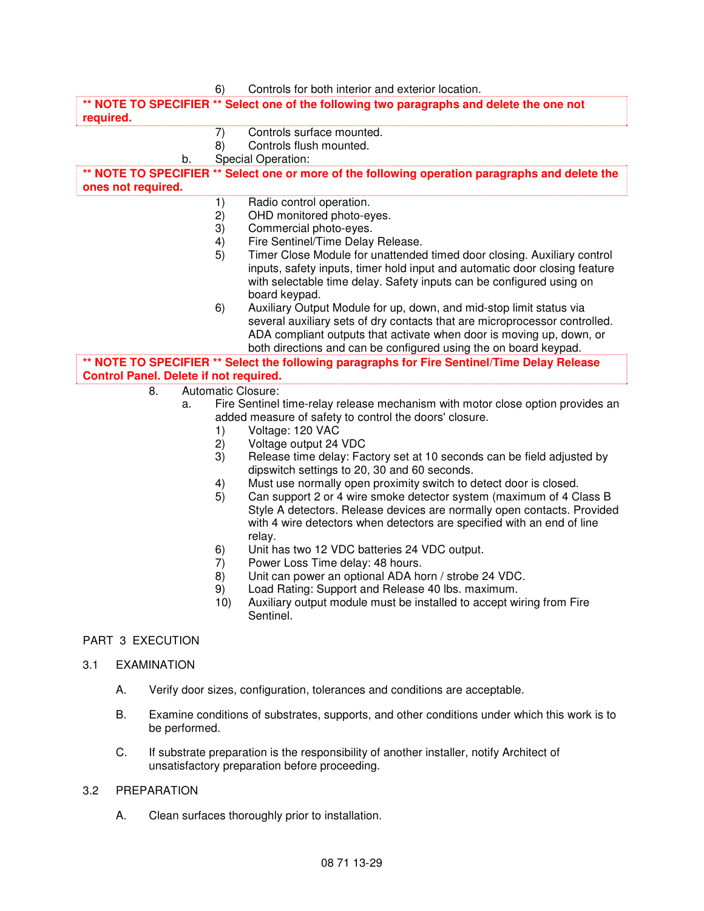6) Controls for both interior and exterior location.

**\*\* NOTE TO SPECIFIER \*\* Select one of the following two paragraphs and delete the one not required.**

7) Controls surface mounted.
8) Controls flush mounted.

b. Special Operation:

**\*\* NOTE TO SPECIFIER \*\* Select one or more of the following operation paragraphs and delete the ones not required.**

1) Radio control operation.
2) OHD monitored photo-eyes.
3) Commercial photo-eyes.
4) Fire Sentinel/Time Delay Release.
5) Timer Close Module for unattended timed door closing. Auxiliary control inputs, safety inputs, timer hold input and automatic door closing feature with selectable time delay. Safety inputs can be configured using on board keypad.
6) Auxiliary Output Module for up, down, and mid-stop limit status via several auxiliary sets of dry contacts that are microprocessor controlled. ADA compliant outputs that activate when door is moving up, down, or both directions and can be configured using the on board keypad.

**\*\* NOTE TO SPECIFIER \*\* Select the following paragraphs for Fire Sentinel/Time Delay Release Control Panel. Delete if not required.**

8. Automatic Closure:
   a. Fire Sentinel time-relay release mechanism with motor close option provides an added measure of safety to control the doors' closure.
      1) Voltage: 120 VAC
      2) Voltage output 24 VDC
      3) Release time delay: Factory set at 10 seconds can be field adjusted by dipswitch settings to 20, 30 and 60 seconds.
      4) Must use normally open proximity switch to detect door is closed.
      5) Can support 2 or 4 wire smoke detector system (maximum of 4 Class B Style A detectors. Release devices are normally open contacts. Provided with 4 wire detectors when detectors are specified with an end of line relay.
      6) Unit has two 12 VDC batteries 24 VDC output.
      7) Power Loss Time delay: 48 hours.
      8) Unit can power an optional ADA horn / strobe 24 VDC.
      9) Load Rating: Support and Release 40 lbs. maximum.
      10) Auxiliary output module must be installed to accept wiring from Fire Sentinel.

## PART 3 EXECUTION

### 3.1 EXAMINATION

A. Verify door sizes, configuration, tolerances and conditions are acceptable.

B. Examine conditions of substrates, supports, and other conditions under which this work is to be performed.

C. If substrate preparation is the responsibility of another installer, notify Architect of unsatisfactory preparation before proceeding.

### 3.2 PREPARATION

A. Clean surfaces thoroughly prior to installation.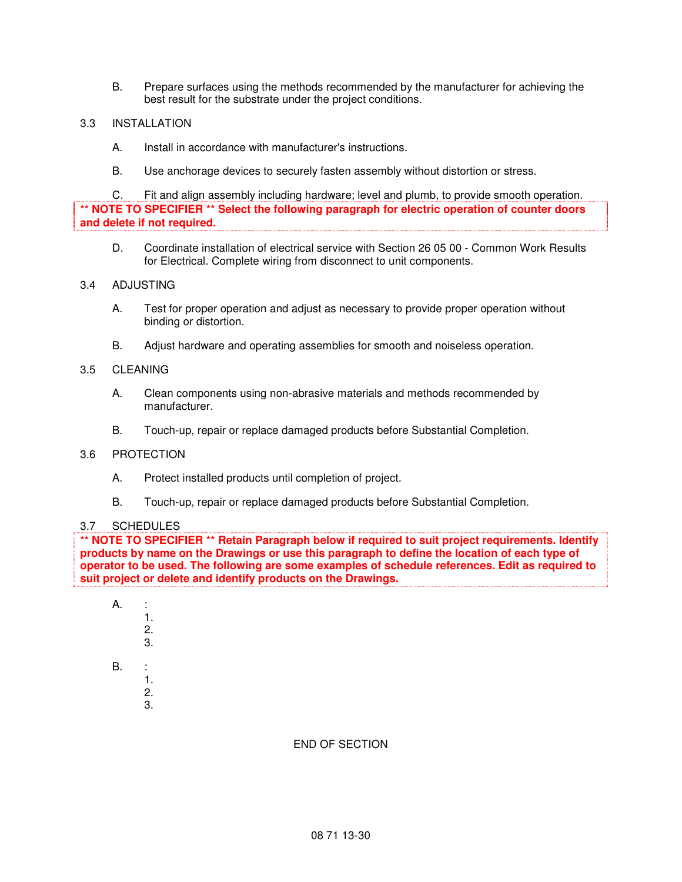B. Prepare surfaces using the methods recommended by the manufacturer for achieving the best result for the substrate under the project conditions.

## 3.3 INSTALLATION

A. Install in accordance with manufacturer's instructions.

B. Use anchorage devices to securely fasten assembly without distortion or stress.

C. Fit and align assembly including hardware; level and plumb, to provide smooth operation.

**\*\* NOTE TO SPECIFIER \*\* Select the following paragraph for electric operation of counter doors and delete if not required.**

D. Coordinate installation of electrical service with Section 26 05 00 - Common Work Results for Electrical. Complete wiring from disconnect to unit components.

## 3.4 ADJUSTING

A. Test for proper operation and adjust as necessary to provide proper operation without binding or distortion.

B. Adjust hardware and operating assemblies for smooth and noiseless operation.

## 3.5 CLEANING

A. Clean components using non-abrasive materials and methods recommended by manufacturer.

B. Touch-up, repair or replace damaged products before Substantial Completion.

## 3.6 PROTECTION

A. Protect installed products until completion of project.

B. Touch-up, repair or replace damaged products before Substantial Completion.

## 3.7 SCHEDULES

**\*\* NOTE TO SPECIFIER \*\* Retain Paragraph below if required to suit project requirements. Identify products by name on the Drawings or use this paragraph to define the location of each type of operator to be used. The following are some examples of schedule references. Edit as required to suit project or delete and identify products on the Drawings.**

A. :
   1.
   2.
   3.

B. :
   1.
   2.
   3.

END OF SECTION